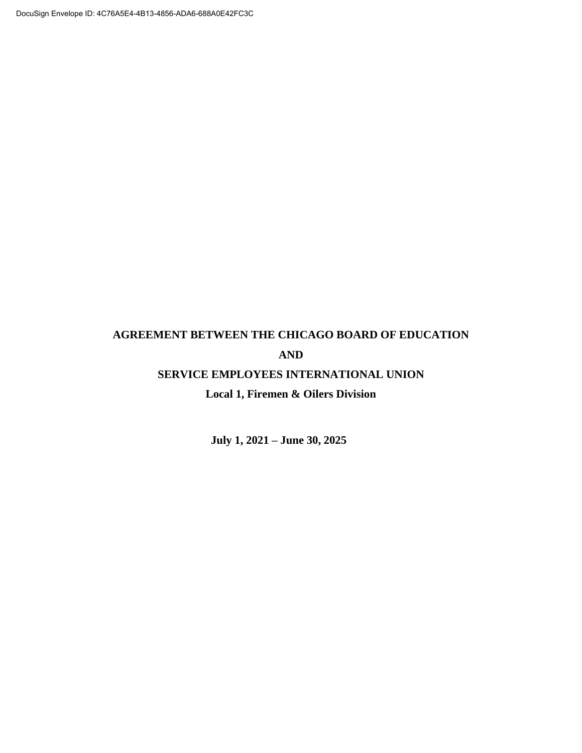# AGREEMENT BETWEEN THE CHICAGO BOARD OF EDUCATION

# AND

# SERVICE EMPLOYEES INTERNATIONAL UNION

## Local 1, Firemen & Oilers Division

**July 1, 2021 – June 30, 2025**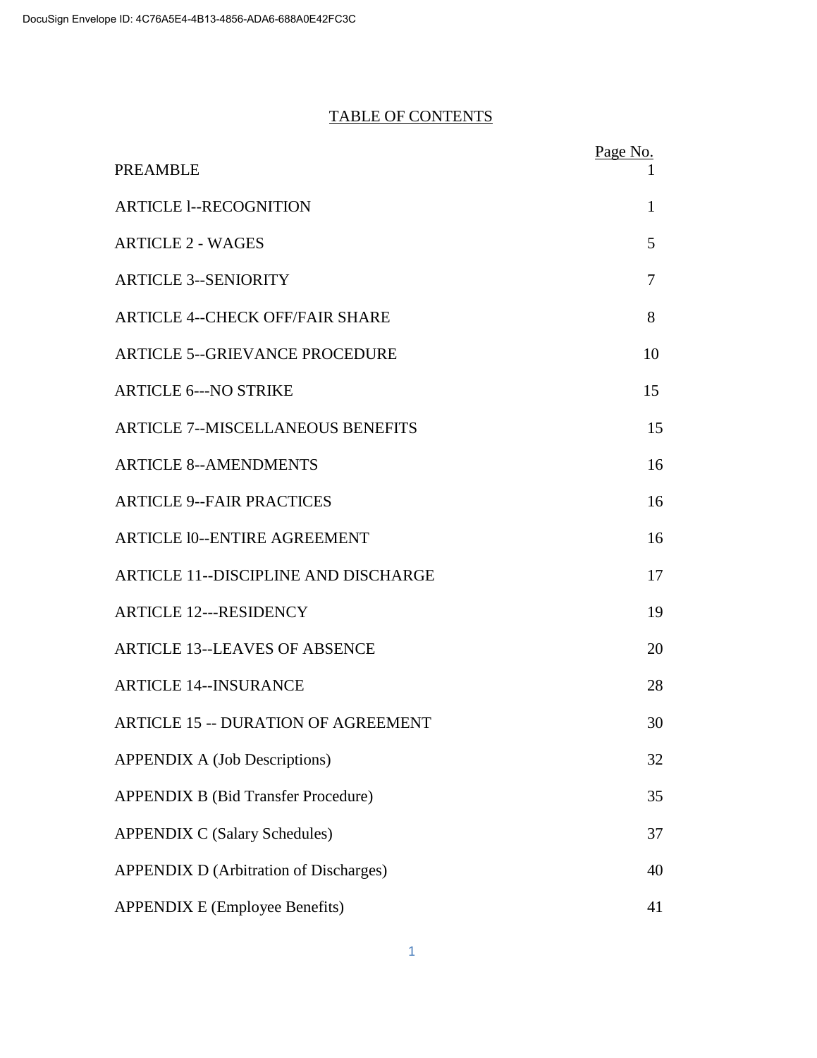# TABLE OF CONTENTS

| | Page No. |
|---|---|
| PREAMBLE | 1 |
| ARTICLE l--RECOGNITION | 1 |
| ARTICLE 2 - WAGES | 5 |
| ARTICLE 3--SENIORITY | 7 |
| ARTICLE 4--CHECK OFF/FAIR SHARE | 8 |
| ARTICLE 5--GRIEVANCE PROCEDURE | 10 |
| ARTICLE 6---NO STRIKE | 15 |
| ARTICLE 7--MISCELLANEOUS BENEFITS | 15 |
| ARTICLE 8--AMENDMENTS | 16 |
| ARTICLE 9--FAIR PRACTICES | 16 |
| ARTICLE l0--ENTIRE AGREEMENT | 16 |
| ARTICLE 11--DISCIPLINE AND DISCHARGE | 17 |
| ARTICLE 12---RESIDENCY | 19 |
| ARTICLE 13--LEAVES OF ABSENCE | 20 |
| ARTICLE 14--INSURANCE | 28 |
| ARTICLE 15 -- DURATION OF AGREEMENT | 30 |
| APPENDIX A (Job Descriptions) | 32 |
| APPENDIX B (Bid Transfer Procedure) | 35 |
| APPENDIX C (Salary Schedules) | 37 |
| APPENDIX D (Arbitration of Discharges) | 40 |
| APPENDIX E (Employee Benefits) | 41 |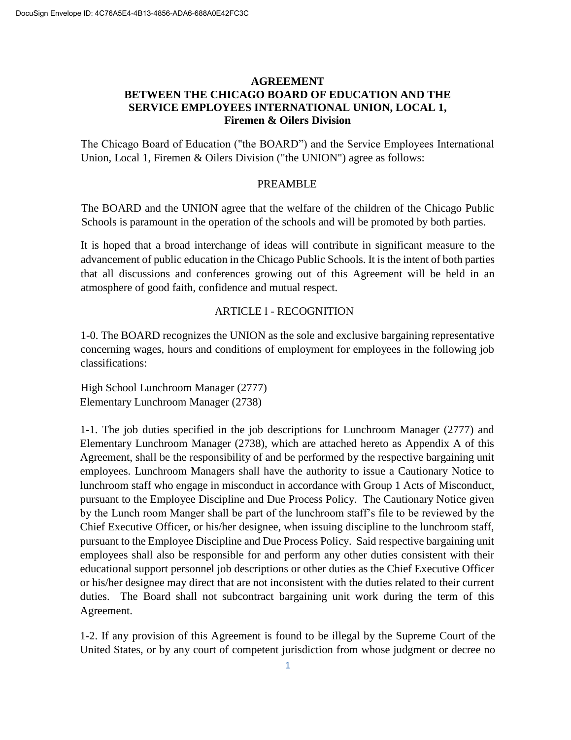**AGREEMENT**
**BETWEEN THE CHICAGO BOARD OF EDUCATION AND THE SERVICE EMPLOYEES INTERNATIONAL UNION, LOCAL 1, Firemen & Oilers Division**

The Chicago Board of Education ("the BOARD") and the Service Employees International Union, Local 1, Firemen & Oilers Division ("the UNION") agree as follows:

## PREAMBLE

The BOARD and the UNION agree that the welfare of the children of the Chicago Public Schools is paramount in the operation of the schools and will be promoted by both parties.

It is hoped that a broad interchange of ideas will contribute in significant measure to the advancement of public education in the Chicago Public Schools. It is the intent of both parties that all discussions and conferences growing out of this Agreement will be held in an atmosphere of good faith, confidence and mutual respect.

## ARTICLE l - RECOGNITION

1-0. The BOARD recognizes the UNION as the sole and exclusive bargaining representative concerning wages, hours and conditions of employment for employees in the following job classifications:

High School Lunchroom Manager (2777)
Elementary Lunchroom Manager (2738)

1-1. The job duties specified in the job descriptions for Lunchroom Manager (2777) and Elementary Lunchroom Manager (2738), which are attached hereto as Appendix A of this Agreement, shall be the responsibility of and be performed by the respective bargaining unit employees. Lunchroom Managers shall have the authority to issue a Cautionary Notice to lunchroom staff who engage in misconduct in accordance with Group 1 Acts of Misconduct, pursuant to the Employee Discipline and Due Process Policy. The Cautionary Notice given by the Lunch room Manger shall be part of the lunchroom staff's file to be reviewed by the Chief Executive Officer, or his/her designee, when issuing discipline to the lunchroom staff, pursuant to the Employee Discipline and Due Process Policy. Said respective bargaining unit employees shall also be responsible for and perform any other duties consistent with their educational support personnel job descriptions or other duties as the Chief Executive Officer or his/her designee may direct that are not inconsistent with the duties related to their current duties. The Board shall not subcontract bargaining unit work during the term of this Agreement.

1-2. If any provision of this Agreement is found to be illegal by the Supreme Court of the United States, or by any court of competent jurisdiction from whose judgment or decree no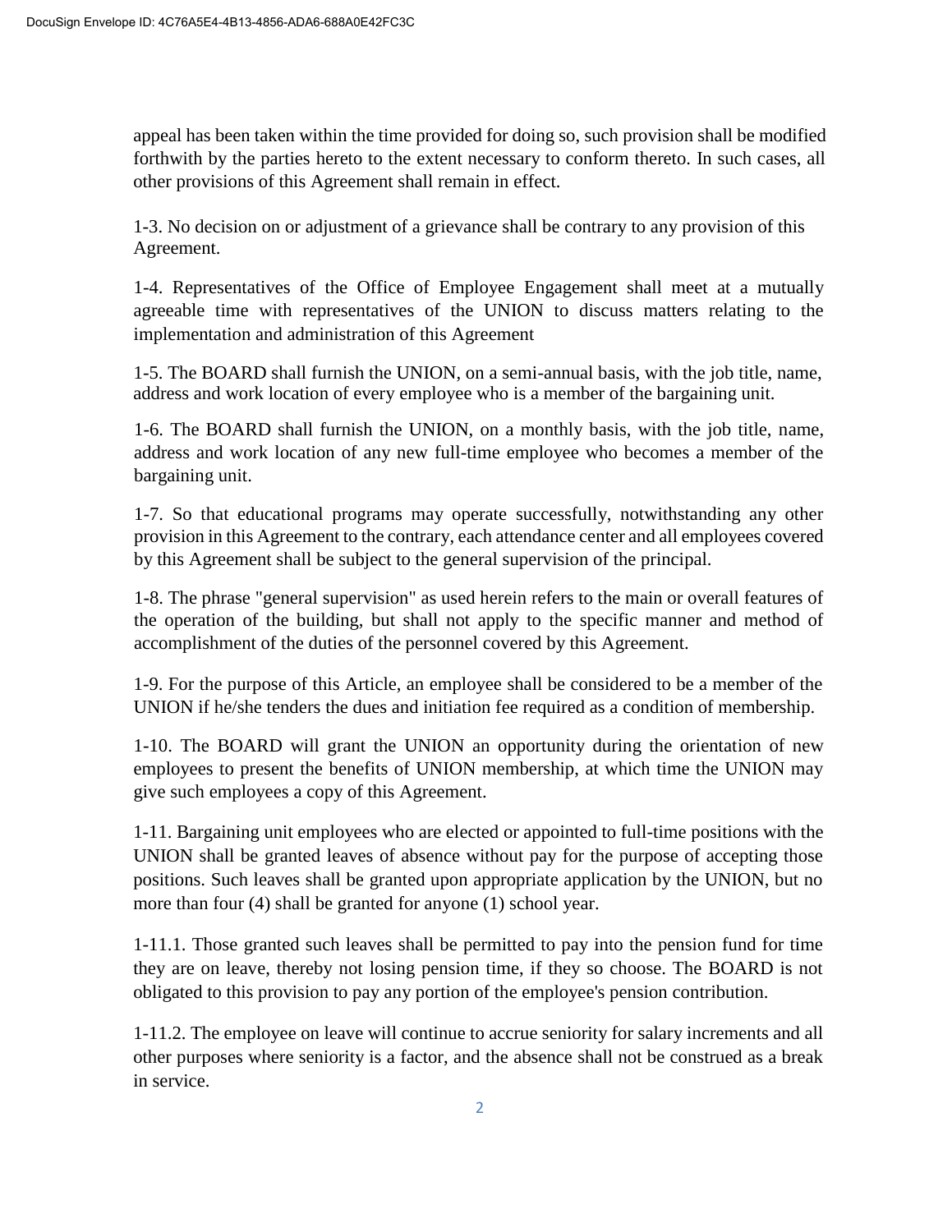appeal has been taken within the time provided for doing so, such provision shall be modified forthwith by the parties hereto to the extent necessary to conform thereto. In such cases, all other provisions of this Agreement shall remain in effect.

1-3. No decision on or adjustment of a grievance shall be contrary to any provision of this Agreement.

1-4. Representatives of the Office of Employee Engagement shall meet at a mutually agreeable time with representatives of the UNION to discuss matters relating to the implementation and administration of this Agreement

1-5. The BOARD shall furnish the UNION, on a semi-annual basis, with the job title, name, address and work location of every employee who is a member of the bargaining unit.

1-6. The BOARD shall furnish the UNION, on a monthly basis, with the job title, name, address and work location of any new full-time employee who becomes a member of the bargaining unit.

1-7. So that educational programs may operate successfully, notwithstanding any other provision in this Agreement to the contrary, each attendance center and all employees covered by this Agreement shall be subject to the general supervision of the principal.

1-8. The phrase "general supervision" as used herein refers to the main or overall features of the operation of the building, but shall not apply to the specific manner and method of accomplishment of the duties of the personnel covered by this Agreement.

1-9. For the purpose of this Article, an employee shall be considered to be a member of the UNION if he/she tenders the dues and initiation fee required as a condition of membership.

1-10. The BOARD will grant the UNION an opportunity during the orientation of new employees to present the benefits of UNION membership, at which time the UNION may give such employees a copy of this Agreement.

1-11. Bargaining unit employees who are elected or appointed to full-time positions with the UNION shall be granted leaves of absence without pay for the purpose of accepting those positions. Such leaves shall be granted upon appropriate application by the UNION, but no more than four (4) shall be granted for anyone (1) school year.

1-11.1. Those granted such leaves shall be permitted to pay into the pension fund for time they are on leave, thereby not losing pension time, if they so choose. The BOARD is not obligated to this provision to pay any portion of the employee's pension contribution.

1-11.2. The employee on leave will continue to accrue seniority for salary increments and all other purposes where seniority is a factor, and the absence shall not be construed as a break in service.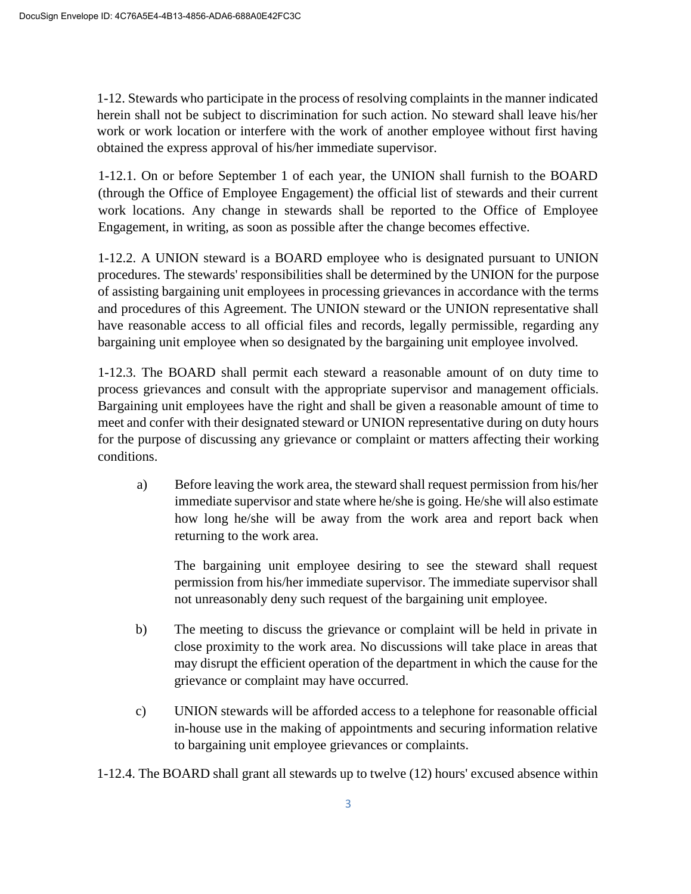1-12. Stewards who participate in the process of resolving complaints in the manner indicated herein shall not be subject to discrimination for such action. No steward shall leave his/her work or work location or interfere with the work of another employee without first having obtained the express approval of his/her immediate supervisor.

1-12.1. On or before September 1 of each year, the UNION shall furnish to the BOARD (through the Office of Employee Engagement) the official list of stewards and their current work locations. Any change in stewards shall be reported to the Office of Employee Engagement, in writing, as soon as possible after the change becomes effective.

1-12.2. A UNION steward is a BOARD employee who is designated pursuant to UNION procedures. The stewards' responsibilities shall be determined by the UNION for the purpose of assisting bargaining unit employees in processing grievances in accordance with the terms and procedures of this Agreement. The UNION steward or the UNION representative shall have reasonable access to all official files and records, legally permissible, regarding any bargaining unit employee when so designated by the bargaining unit employee involved.

1-12.3. The BOARD shall permit each steward a reasonable amount of on duty time to process grievances and consult with the appropriate supervisor and management officials. Bargaining unit employees have the right and shall be given a reasonable amount of time to meet and confer with their designated steward or UNION representative during on duty hours for the purpose of discussing any grievance or complaint or matters affecting their working conditions.

a) Before leaving the work area, the steward shall request permission from his/her immediate supervisor and state where he/she is going. He/she will also estimate how long he/she will be away from the work area and report back when returning to the work area.

   The bargaining unit employee desiring to see the steward shall request permission from his/her immediate supervisor. The immediate supervisor shall not unreasonably deny such request of the bargaining unit employee.

b) The meeting to discuss the grievance or complaint will be held in private in close proximity to the work area. No discussions will take place in areas that may disrupt the efficient operation of the department in which the cause for the grievance or complaint may have occurred.

c) UNION stewards will be afforded access to a telephone for reasonable official in-house use in the making of appointments and securing information relative to bargaining unit employee grievances or complaints.

1-12.4. The BOARD shall grant all stewards up to twelve (12) hours' excused absence within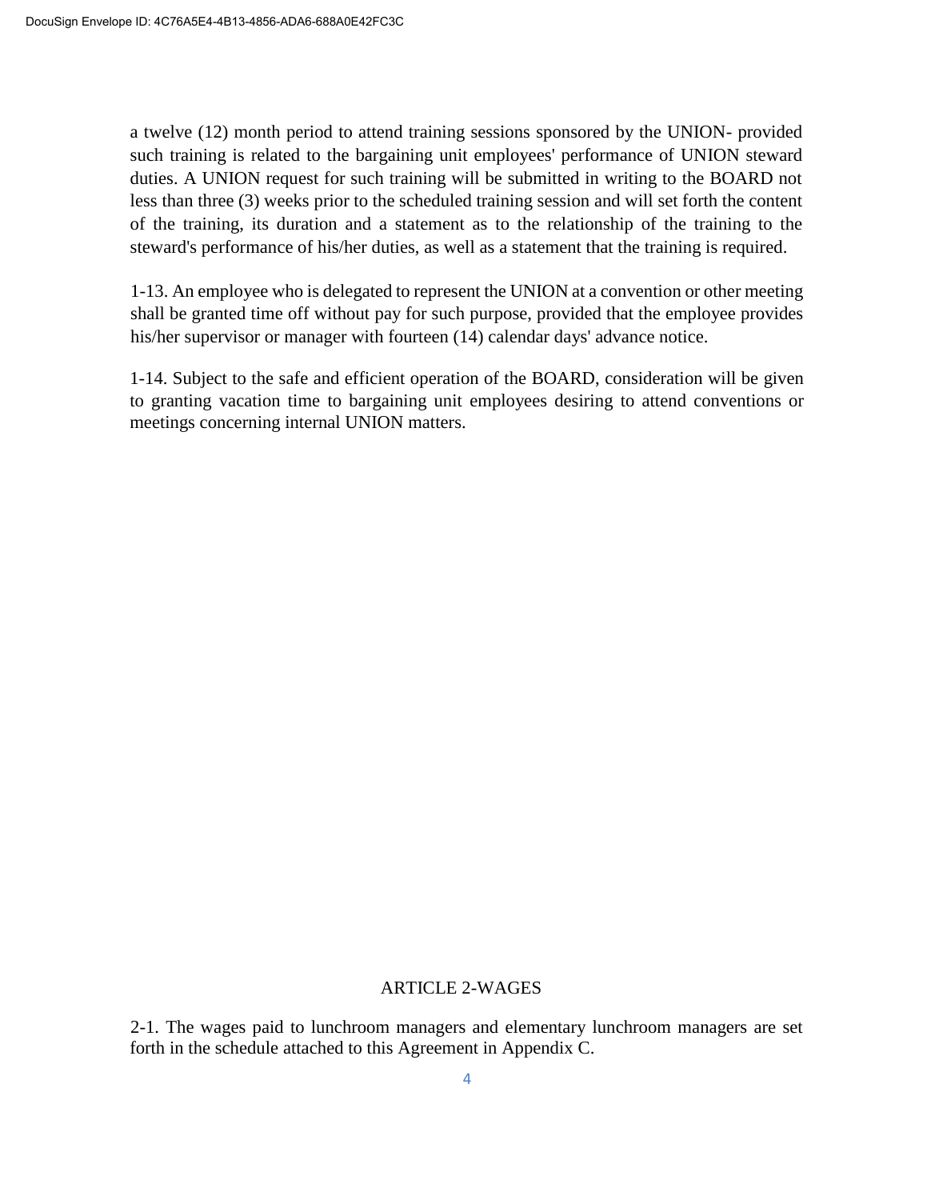a twelve (12) month period to attend training sessions sponsored by the UNION- provided such training is related to the bargaining unit employees' performance of UNION steward duties. A UNION request for such training will be submitted in writing to the BOARD not less than three (3) weeks prior to the scheduled training session and will set forth the content of the training, its duration and a statement as to the relationship of the training to the steward's performance of his/her duties, as well as a statement that the training is required.

1-13. An employee who is delegated to represent the UNION at a convention or other meeting shall be granted time off without pay for such purpose, provided that the employee provides his/her supervisor or manager with fourteen (14) calendar days' advance notice.

1-14. Subject to the safe and efficient operation of the BOARD, consideration will be given to granting vacation time to bargaining unit employees desiring to attend conventions or meetings concerning internal UNION matters.

## ARTICLE 2-WAGES

2-1. The wages paid to lunchroom managers and elementary lunchroom managers are set forth in the schedule attached to this Agreement in Appendix C.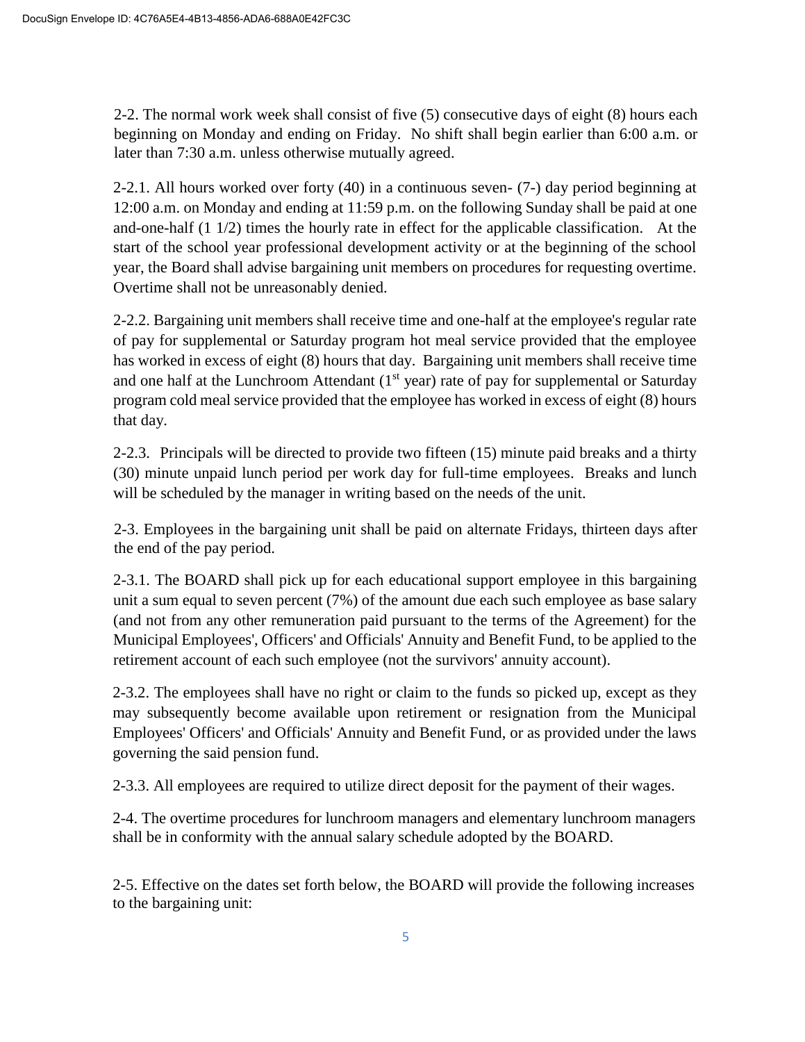2-2. The normal work week shall consist of five (5) consecutive days of eight (8) hours each beginning on Monday and ending on Friday. No shift shall begin earlier than 6:00 a.m. or later than 7:30 a.m. unless otherwise mutually agreed.

2-2.1. All hours worked over forty (40) in a continuous seven- (7-) day period beginning at 12:00 a.m. on Monday and ending at 11:59 p.m. on the following Sunday shall be paid at one and-one-half (1 1/2) times the hourly rate in effect for the applicable classification. At the start of the school year professional development activity or at the beginning of the school year, the Board shall advise bargaining unit members on procedures for requesting overtime. Overtime shall not be unreasonably denied.

2-2.2. Bargaining unit members shall receive time and one-half at the employee's regular rate of pay for supplemental or Saturday program hot meal service provided that the employee has worked in excess of eight (8) hours that day. Bargaining unit members shall receive time and one half at the Lunchroom Attendant (1st year) rate of pay for supplemental or Saturday program cold meal service provided that the employee has worked in excess of eight (8) hours that day.

2-2.3. Principals will be directed to provide two fifteen (15) minute paid breaks and a thirty (30) minute unpaid lunch period per work day for full-time employees. Breaks and lunch will be scheduled by the manager in writing based on the needs of the unit.

2-3. Employees in the bargaining unit shall be paid on alternate Fridays, thirteen days after the end of the pay period.

2-3.1. The BOARD shall pick up for each educational support employee in this bargaining unit a sum equal to seven percent (7%) of the amount due each such employee as base salary (and not from any other remuneration paid pursuant to the terms of the Agreement) for the Municipal Employees', Officers' and Officials' Annuity and Benefit Fund, to be applied to the retirement account of each such employee (not the survivors' annuity account).

2-3.2. The employees shall have no right or claim to the funds so picked up, except as they may subsequently become available upon retirement or resignation from the Municipal Employees' Officers' and Officials' Annuity and Benefit Fund, or as provided under the laws governing the said pension fund.

2-3.3. All employees are required to utilize direct deposit for the payment of their wages.

2-4. The overtime procedures for lunchroom managers and elementary lunchroom managers shall be in conformity with the annual salary schedule adopted by the BOARD.

2-5. Effective on the dates set forth below, the BOARD will provide the following increases to the bargaining unit: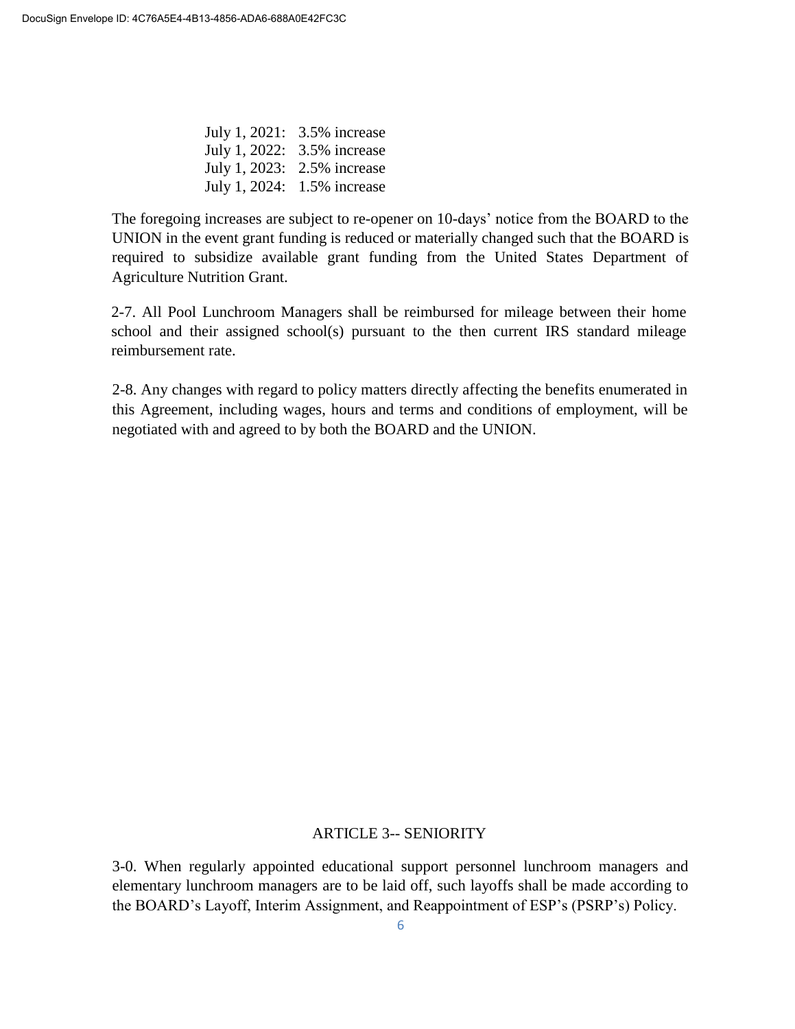July 1, 2021: 3.5% increase
July 1, 2022: 3.5% increase
July 1, 2023: 2.5% increase
July 1, 2024: 1.5% increase

The foregoing increases are subject to re-opener on 10-days' notice from the BOARD to the UNION in the event grant funding is reduced or materially changed such that the BOARD is required to subsidize available grant funding from the United States Department of Agriculture Nutrition Grant.

2-7. All Pool Lunchroom Managers shall be reimbursed for mileage between their home school and their assigned school(s) pursuant to the then current IRS standard mileage reimbursement rate.

2-8. Any changes with regard to policy matters directly affecting the benefits enumerated in this Agreement, including wages, hours and terms and conditions of employment, will be negotiated with and agreed to by both the BOARD and the UNION.

## ARTICLE 3-- SENIORITY

3-0. When regularly appointed educational support personnel lunchroom managers and elementary lunchroom managers are to be laid off, such layoffs shall be made according to the BOARD's Layoff, Interim Assignment, and Reappointment of ESP's (PSRP's) Policy.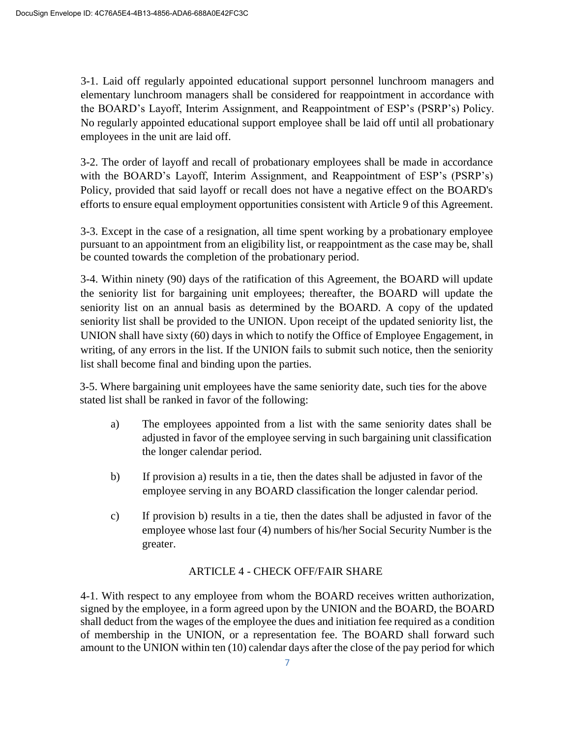3-1. Laid off regularly appointed educational support personnel lunchroom managers and elementary lunchroom managers shall be considered for reappointment in accordance with the BOARD's Layoff, Interim Assignment, and Reappointment of ESP's (PSRP's) Policy. No regularly appointed educational support employee shall be laid off until all probationary employees in the unit are laid off.

3-2. The order of layoff and recall of probationary employees shall be made in accordance with the BOARD's Layoff, Interim Assignment, and Reappointment of ESP's (PSRP's) Policy, provided that said layoff or recall does not have a negative effect on the BOARD's efforts to ensure equal employment opportunities consistent with Article 9 of this Agreement.

3-3. Except in the case of a resignation, all time spent working by a probationary employee pursuant to an appointment from an eligibility list, or reappointment as the case may be, shall be counted towards the completion of the probationary period.

3-4. Within ninety (90) days of the ratification of this Agreement, the BOARD will update the seniority list for bargaining unit employees; thereafter, the BOARD will update the seniority list on an annual basis as determined by the BOARD. A copy of the updated seniority list shall be provided to the UNION. Upon receipt of the updated seniority list, the UNION shall have sixty (60) days in which to notify the Office of Employee Engagement, in writing, of any errors in the list. If the UNION fails to submit such notice, then the seniority list shall become final and binding upon the parties.

3-5. Where bargaining unit employees have the same seniority date, such ties for the above stated list shall be ranked in favor of the following:

a) The employees appointed from a list with the same seniority dates shall be adjusted in favor of the employee serving in such bargaining unit classification the longer calendar period.

b) If provision a) results in a tie, then the dates shall be adjusted in favor of the employee serving in any BOARD classification the longer calendar period.

c) If provision b) results in a tie, then the dates shall be adjusted in favor of the employee whose last four (4) numbers of his/her Social Security Number is the greater.

## ARTICLE 4 - CHECK OFF/FAIR SHARE

4-1. With respect to any employee from whom the BOARD receives written authorization, signed by the employee, in a form agreed upon by the UNION and the BOARD, the BOARD shall deduct from the wages of the employee the dues and initiation fee required as a condition of membership in the UNION, or a representation fee. The BOARD shall forward such amount to the UNION within ten (10) calendar days after the close of the pay period for which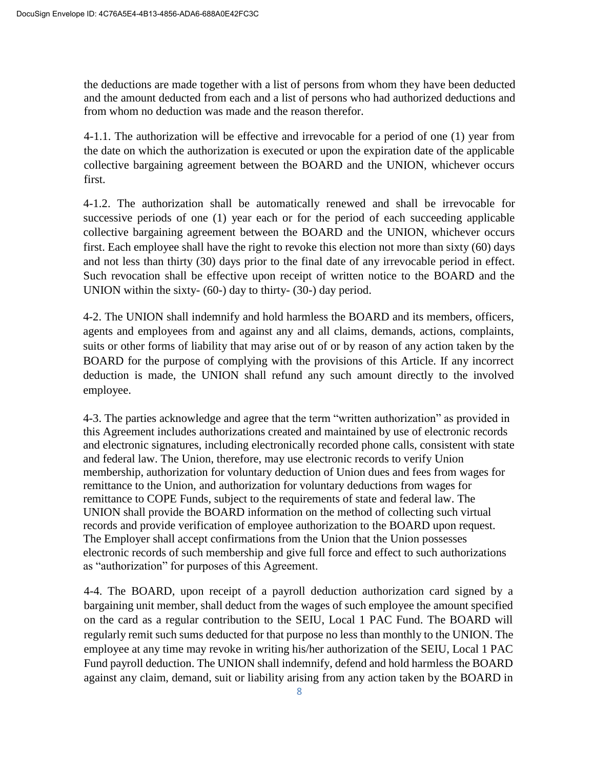the deductions are made together with a list of persons from whom they have been deducted and the amount deducted from each and a list of persons who had authorized deductions and from whom no deduction was made and the reason therefor.

4-1.1. The authorization will be effective and irrevocable for a period of one (1) year from the date on which the authorization is executed or upon the expiration date of the applicable collective bargaining agreement between the BOARD and the UNION, whichever occurs first.

4-1.2. The authorization shall be automatically renewed and shall be irrevocable for successive periods of one (1) year each or for the period of each succeeding applicable collective bargaining agreement between the BOARD and the UNION, whichever occurs first. Each employee shall have the right to revoke this election not more than sixty (60) days and not less than thirty (30) days prior to the final date of any irrevocable period in effect. Such revocation shall be effective upon receipt of written notice to the BOARD and the UNION within the sixty- (60-) day to thirty- (30-) day period.

4-2. The UNION shall indemnify and hold harmless the BOARD and its members, officers, agents and employees from and against any and all claims, demands, actions, complaints, suits or other forms of liability that may arise out of or by reason of any action taken by the BOARD for the purpose of complying with the provisions of this Article. If any incorrect deduction is made, the UNION shall refund any such amount directly to the involved employee.

4-3. The parties acknowledge and agree that the term “written authorization” as provided in this Agreement includes authorizations created and maintained by use of electronic records and electronic signatures, including electronically recorded phone calls, consistent with state and federal law. The Union, therefore, may use electronic records to verify Union membership, authorization for voluntary deduction of Union dues and fees from wages for remittance to the Union, and authorization for voluntary deductions from wages for remittance to COPE Funds, subject to the requirements of state and federal law. The UNION shall provide the BOARD information on the method of collecting such virtual records and provide verification of employee authorization to the BOARD upon request. The Employer shall accept confirmations from the Union that the Union possesses electronic records of such membership and give full force and effect to such authorizations as “authorization” for purposes of this Agreement.

4-4. The BOARD, upon receipt of a payroll deduction authorization card signed by a bargaining unit member, shall deduct from the wages of such employee the amount specified on the card as a regular contribution to the SEIU, Local 1 PAC Fund. The BOARD will regularly remit such sums deducted for that purpose no less than monthly to the UNION. The employee at any time may revoke in writing his/her authorization of the SEIU, Local 1 PAC Fund payroll deduction. The UNION shall indemnify, defend and hold harmless the BOARD against any claim, demand, suit or liability arising from any action taken by the BOARD in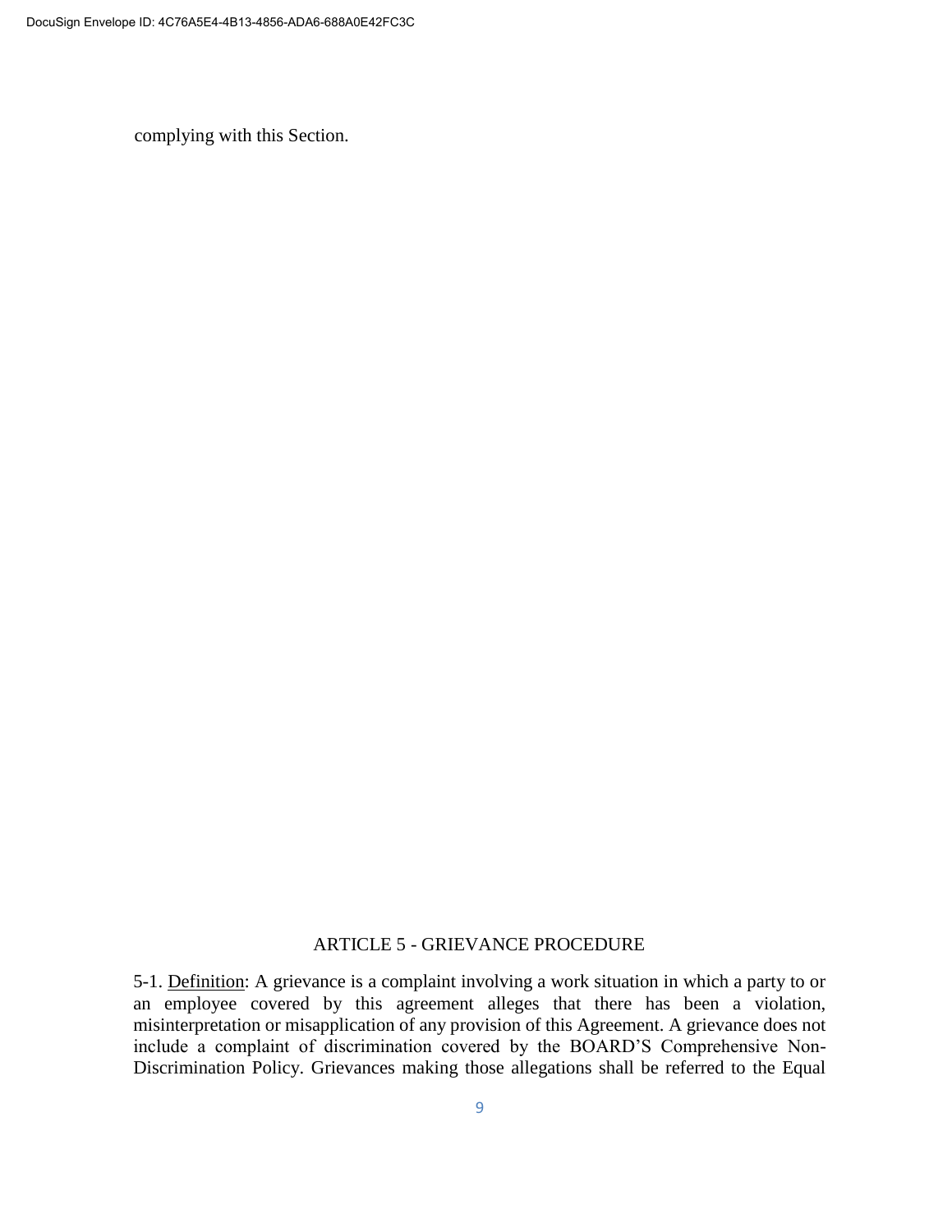complying with this Section.

## ARTICLE 5 - GRIEVANCE PROCEDURE

5-1. Definition: A grievance is a complaint involving a work situation in which a party to or an employee covered by this agreement alleges that there has been a violation, misinterpretation or misapplication of any provision of this Agreement. A grievance does not include a complaint of discrimination covered by the BOARD'S Comprehensive Non-Discrimination Policy. Grievances making those allegations shall be referred to the Equal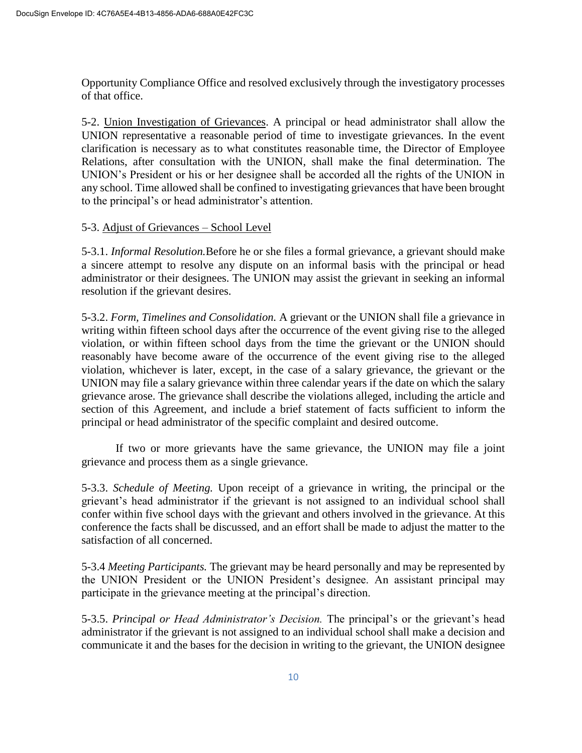Opportunity Compliance Office and resolved exclusively through the investigatory processes of that office.

5-2. Union Investigation of Grievances. A principal or head administrator shall allow the UNION representative a reasonable period of time to investigate grievances. In the event clarification is necessary as to what constitutes reasonable time, the Director of Employee Relations, after consultation with the UNION, shall make the final determination. The UNION's President or his or her designee shall be accorded all the rights of the UNION in any school. Time allowed shall be confined to investigating grievances that have been brought to the principal's or head administrator's attention.

5-3. Adjust of Grievances – School Level

5-3.1. *Informal Resolution.*Before he or she files a formal grievance, a grievant should make a sincere attempt to resolve any dispute on an informal basis with the principal or head administrator or their designees. The UNION may assist the grievant in seeking an informal resolution if the grievant desires.

5-3.2. *Form, Timelines and Consolidation.* A grievant or the UNION shall file a grievance in writing within fifteen school days after the occurrence of the event giving rise to the alleged violation, or within fifteen school days from the time the grievant or the UNION should reasonably have become aware of the occurrence of the event giving rise to the alleged violation, whichever is later, except, in the case of a salary grievance, the grievant or the UNION may file a salary grievance within three calendar years if the date on which the salary grievance arose. The grievance shall describe the violations alleged, including the article and section of this Agreement, and include a brief statement of facts sufficient to inform the principal or head administrator of the specific complaint and desired outcome.

If two or more grievants have the same grievance, the UNION may file a joint grievance and process them as a single grievance.

5-3.3. *Schedule of Meeting.* Upon receipt of a grievance in writing, the principal or the grievant's head administrator if the grievant is not assigned to an individual school shall confer within five school days with the grievant and others involved in the grievance. At this conference the facts shall be discussed, and an effort shall be made to adjust the matter to the satisfaction of all concerned.

5-3.4 *Meeting Participants.* The grievant may be heard personally and may be represented by the UNION President or the UNION President's designee. An assistant principal may participate in the grievance meeting at the principal's direction.

5-3.5. *Principal or Head Administrator's Decision.* The principal's or the grievant's head administrator if the grievant is not assigned to an individual school shall make a decision and communicate it and the bases for the decision in writing to the grievant, the UNION designee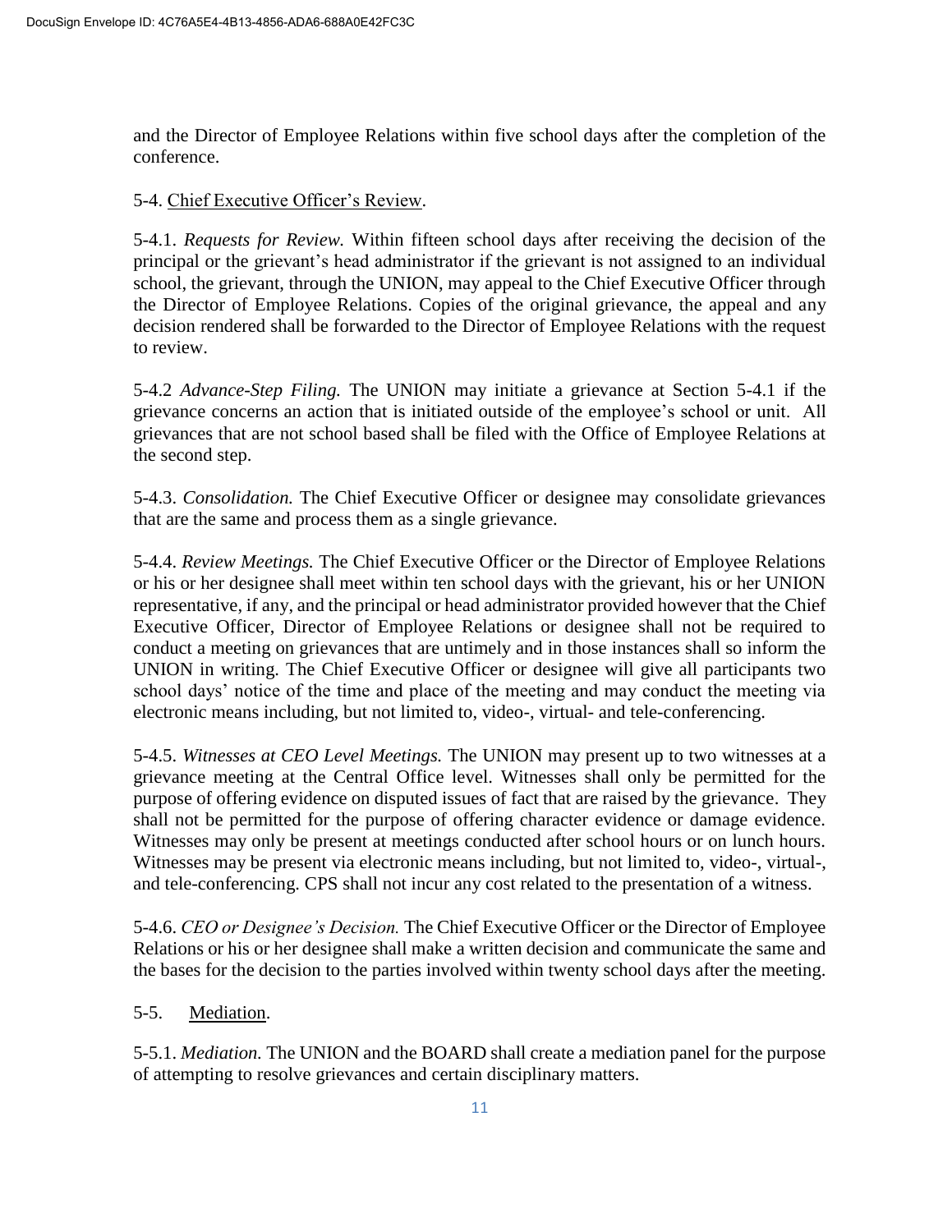and the Director of Employee Relations within five school days after the completion of the conference.

5-4. <u>Chief Executive Officer's Review</u>.

5-4.1. *Requests for Review.* Within fifteen school days after receiving the decision of the principal or the grievant's head administrator if the grievant is not assigned to an individual school, the grievant, through the UNION, may appeal to the Chief Executive Officer through the Director of Employee Relations. Copies of the original grievance, the appeal and any decision rendered shall be forwarded to the Director of Employee Relations with the request to review.

5-4.2 *Advance-Step Filing.* The UNION may initiate a grievance at Section 5-4.1 if the grievance concerns an action that is initiated outside of the employee's school or unit. All grievances that are not school based shall be filed with the Office of Employee Relations at the second step.

5-4.3. *Consolidation.* The Chief Executive Officer or designee may consolidate grievances that are the same and process them as a single grievance.

5-4.4. *Review Meetings.* The Chief Executive Officer or the Director of Employee Relations or his or her designee shall meet within ten school days with the grievant, his or her UNION representative, if any, and the principal or head administrator provided however that the Chief Executive Officer, Director of Employee Relations or designee shall not be required to conduct a meeting on grievances that are untimely and in those instances shall so inform the UNION in writing. The Chief Executive Officer or designee will give all participants two school days' notice of the time and place of the meeting and may conduct the meeting via electronic means including, but not limited to, video-, virtual- and tele-conferencing.

5-4.5. *Witnesses at CEO Level Meetings.* The UNION may present up to two witnesses at a grievance meeting at the Central Office level. Witnesses shall only be permitted for the purpose of offering evidence on disputed issues of fact that are raised by the grievance. They shall not be permitted for the purpose of offering character evidence or damage evidence. Witnesses may only be present at meetings conducted after school hours or on lunch hours. Witnesses may be present via electronic means including, but not limited to, video-, virtual-, and tele-conferencing. CPS shall not incur any cost related to the presentation of a witness.

5-4.6. *CEO or Designee's Decision.* The Chief Executive Officer or the Director of Employee Relations or his or her designee shall make a written decision and communicate the same and the bases for the decision to the parties involved within twenty school days after the meeting.

5-5. <u>Mediation</u>.

5-5.1. *Mediation.* The UNION and the BOARD shall create a mediation panel for the purpose of attempting to resolve grievances and certain disciplinary matters.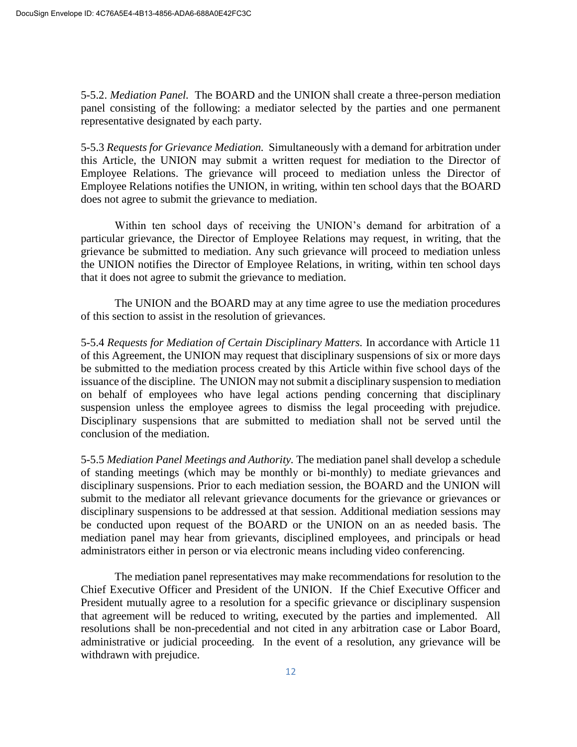5-5.2. *Mediation Panel.* The BOARD and the UNION shall create a three-person mediation panel consisting of the following: a mediator selected by the parties and one permanent representative designated by each party.

5-5.3 *Requests for Grievance Mediation.* Simultaneously with a demand for arbitration under this Article, the UNION may submit a written request for mediation to the Director of Employee Relations. The grievance will proceed to mediation unless the Director of Employee Relations notifies the UNION, in writing, within ten school days that the BOARD does not agree to submit the grievance to mediation.

Within ten school days of receiving the UNION's demand for arbitration of a particular grievance, the Director of Employee Relations may request, in writing, that the grievance be submitted to mediation. Any such grievance will proceed to mediation unless the UNION notifies the Director of Employee Relations, in writing, within ten school days that it does not agree to submit the grievance to mediation.

The UNION and the BOARD may at any time agree to use the mediation procedures of this section to assist in the resolution of grievances.

5-5.4 *Requests for Mediation of Certain Disciplinary Matters.* In accordance with Article 11 of this Agreement, the UNION may request that disciplinary suspensions of six or more days be submitted to the mediation process created by this Article within five school days of the issuance of the discipline. The UNION may not submit a disciplinary suspension to mediation on behalf of employees who have legal actions pending concerning that disciplinary suspension unless the employee agrees to dismiss the legal proceeding with prejudice. Disciplinary suspensions that are submitted to mediation shall not be served until the conclusion of the mediation.

5-5.5 *Mediation Panel Meetings and Authority.* The mediation panel shall develop a schedule of standing meetings (which may be monthly or bi-monthly) to mediate grievances and disciplinary suspensions. Prior to each mediation session, the BOARD and the UNION will submit to the mediator all relevant grievance documents for the grievance or grievances or disciplinary suspensions to be addressed at that session. Additional mediation sessions may be conducted upon request of the BOARD or the UNION on an as needed basis. The mediation panel may hear from grievants, disciplined employees, and principals or head administrators either in person or via electronic means including video conferencing.

The mediation panel representatives may make recommendations for resolution to the Chief Executive Officer and President of the UNION. If the Chief Executive Officer and President mutually agree to a resolution for a specific grievance or disciplinary suspension that agreement will be reduced to writing, executed by the parties and implemented. All resolutions shall be non-precedential and not cited in any arbitration case or Labor Board, administrative or judicial proceeding. In the event of a resolution, any grievance will be withdrawn with prejudice.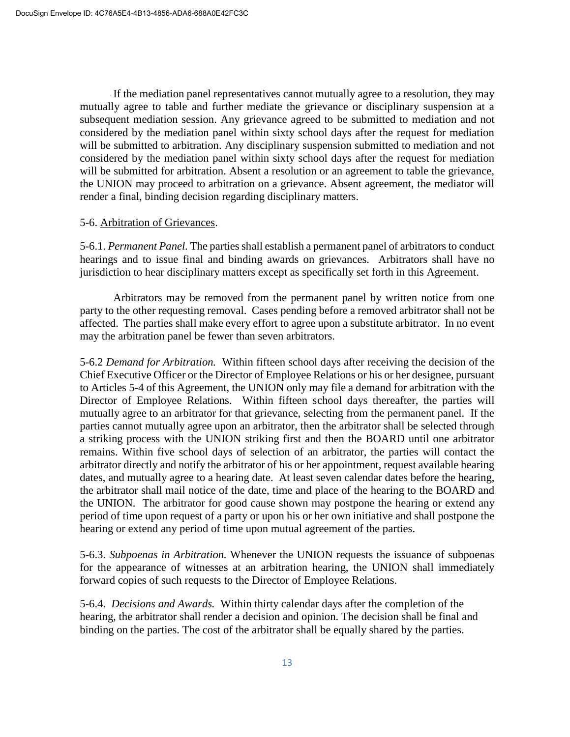If the mediation panel representatives cannot mutually agree to a resolution, they may mutually agree to table and further mediate the grievance or disciplinary suspension at a subsequent mediation session. Any grievance agreed to be submitted to mediation and not considered by the mediation panel within sixty school days after the request for mediation will be submitted to arbitration. Any disciplinary suspension submitted to mediation and not considered by the mediation panel within sixty school days after the request for mediation will be submitted for arbitration. Absent a resolution or an agreement to table the grievance, the UNION may proceed to arbitration on a grievance. Absent agreement, the mediator will render a final, binding decision regarding disciplinary matters.

5-6. Arbitration of Grievances.

5-6.1. *Permanent Panel.* The parties shall establish a permanent panel of arbitrators to conduct hearings and to issue final and binding awards on grievances. Arbitrators shall have no jurisdiction to hear disciplinary matters except as specifically set forth in this Agreement.

Arbitrators may be removed from the permanent panel by written notice from one party to the other requesting removal. Cases pending before a removed arbitrator shall not be affected. The parties shall make every effort to agree upon a substitute arbitrator. In no event may the arbitration panel be fewer than seven arbitrators.

5-6.2 *Demand for Arbitration.* Within fifteen school days after receiving the decision of the Chief Executive Officer or the Director of Employee Relations or his or her designee, pursuant to Articles 5-4 of this Agreement, the UNION only may file a demand for arbitration with the Director of Employee Relations. Within fifteen school days thereafter, the parties will mutually agree to an arbitrator for that grievance, selecting from the permanent panel. If the parties cannot mutually agree upon an arbitrator, then the arbitrator shall be selected through a striking process with the UNION striking first and then the BOARD until one arbitrator remains. Within five school days of selection of an arbitrator, the parties will contact the arbitrator directly and notify the arbitrator of his or her appointment, request available hearing dates, and mutually agree to a hearing date. At least seven calendar dates before the hearing, the arbitrator shall mail notice of the date, time and place of the hearing to the BOARD and the UNION. The arbitrator for good cause shown may postpone the hearing or extend any period of time upon request of a party or upon his or her own initiative and shall postpone the hearing or extend any period of time upon mutual agreement of the parties.

5-6.3. *Subpoenas in Arbitration.* Whenever the UNION requests the issuance of subpoenas for the appearance of witnesses at an arbitration hearing, the UNION shall immediately forward copies of such requests to the Director of Employee Relations.

5-6.4. *Decisions and Awards.* Within thirty calendar days after the completion of the hearing, the arbitrator shall render a decision and opinion. The decision shall be final and binding on the parties. The cost of the arbitrator shall be equally shared by the parties.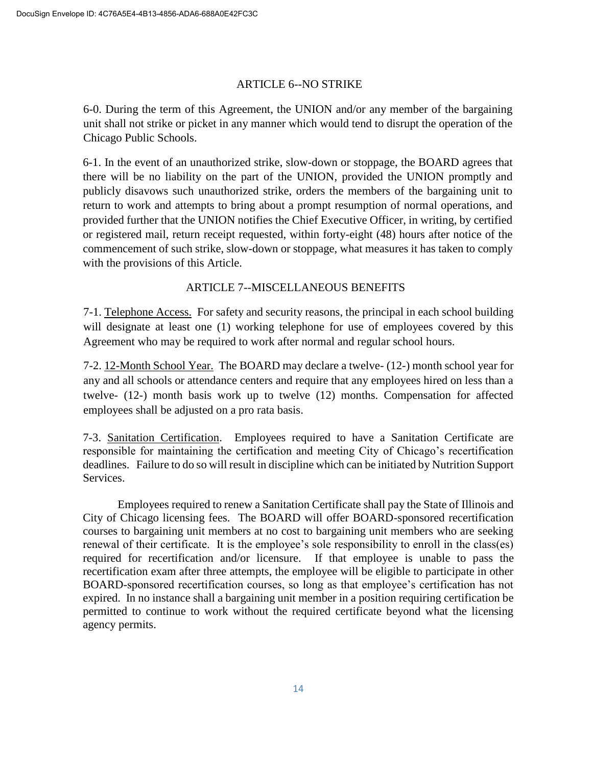## ARTICLE 6--NO STRIKE

6-0. During the term of this Agreement, the UNION and/or any member of the bargaining unit shall not strike or picket in any manner which would tend to disrupt the operation of the Chicago Public Schools.

6-1. In the event of an unauthorized strike, slow-down or stoppage, the BOARD agrees that there will be no liability on the part of the UNION, provided the UNION promptly and publicly disavows such unauthorized strike, orders the members of the bargaining unit to return to work and attempts to bring about a prompt resumption of normal operations, and provided further that the UNION notifies the Chief Executive Officer, in writing, by certified or registered mail, return receipt requested, within forty-eight (48) hours after notice of the commencement of such strike, slow-down or stoppage, what measures it has taken to comply with the provisions of this Article.

## ARTICLE 7--MISCELLANEOUS BENEFITS

7-1. Telephone Access. For safety and security reasons, the principal in each school building will designate at least one (1) working telephone for use of employees covered by this Agreement who may be required to work after normal and regular school hours.

7-2. 12-Month School Year. The BOARD may declare a twelve- (12-) month school year for any and all schools or attendance centers and require that any employees hired on less than a twelve- (12-) month basis work up to twelve (12) months. Compensation for affected employees shall be adjusted on a pro rata basis.

7-3. Sanitation Certification. Employees required to have a Sanitation Certificate are responsible for maintaining the certification and meeting City of Chicago's recertification deadlines. Failure to do so will result in discipline which can be initiated by Nutrition Support Services.

Employees required to renew a Sanitation Certificate shall pay the State of Illinois and City of Chicago licensing fees. The BOARD will offer BOARD-sponsored recertification courses to bargaining unit members at no cost to bargaining unit members who are seeking renewal of their certificate. It is the employee's sole responsibility to enroll in the class(es) required for recertification and/or licensure. If that employee is unable to pass the recertification exam after three attempts, the employee will be eligible to participate in other BOARD-sponsored recertification courses, so long as that employee's certification has not expired. In no instance shall a bargaining unit member in a position requiring certification be permitted to continue to work without the required certificate beyond what the licensing agency permits.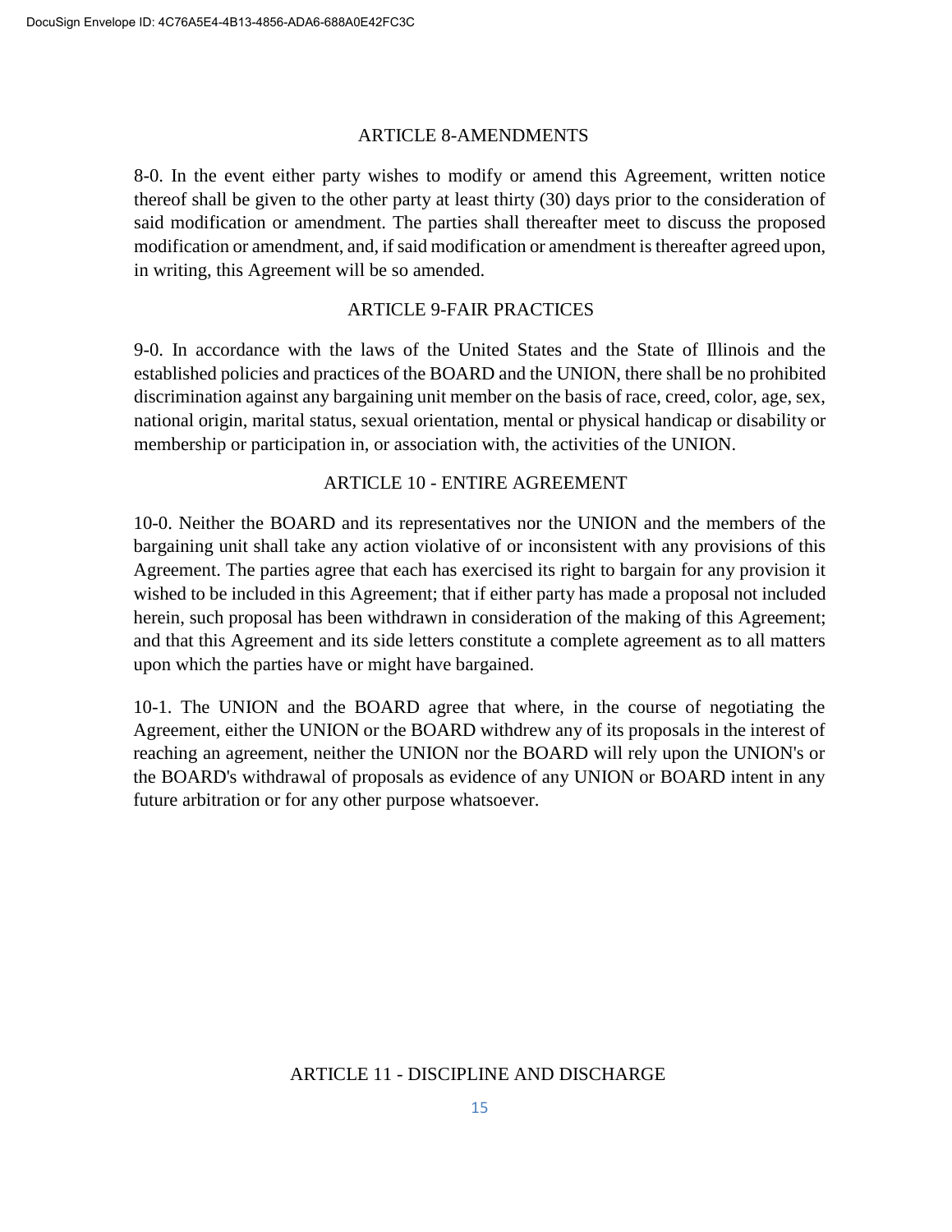## ARTICLE 8-AMENDMENTS

8-0. In the event either party wishes to modify or amend this Agreement, written notice thereof shall be given to the other party at least thirty (30) days prior to the consideration of said modification or amendment. The parties shall thereafter meet to discuss the proposed modification or amendment, and, if said modification or amendment is thereafter agreed upon, in writing, this Agreement will be so amended.

## ARTICLE 9-FAIR PRACTICES

9-0. In accordance with the laws of the United States and the State of Illinois and the established policies and practices of the BOARD and the UNION, there shall be no prohibited discrimination against any bargaining unit member on the basis of race, creed, color, age, sex, national origin, marital status, sexual orientation, mental or physical handicap or disability or membership or participation in, or association with, the activities of the UNION.

## ARTICLE 10 - ENTIRE AGREEMENT

10-0. Neither the BOARD and its representatives nor the UNION and the members of the bargaining unit shall take any action violative of or inconsistent with any provisions of this Agreement. The parties agree that each has exercised its right to bargain for any provision it wished to be included in this Agreement; that if either party has made a proposal not included herein, such proposal has been withdrawn in consideration of the making of this Agreement; and that this Agreement and its side letters constitute a complete agreement as to all matters upon which the parties have or might have bargained.

10-1. The UNION and the BOARD agree that where, in the course of negotiating the Agreement, either the UNION or the BOARD withdrew any of its proposals in the interest of reaching an agreement, neither the UNION nor the BOARD will rely upon the UNION's or the BOARD's withdrawal of proposals as evidence of any UNION or BOARD intent in any future arbitration or for any other purpose whatsoever.

## ARTICLE 11 - DISCIPLINE AND DISCHARGE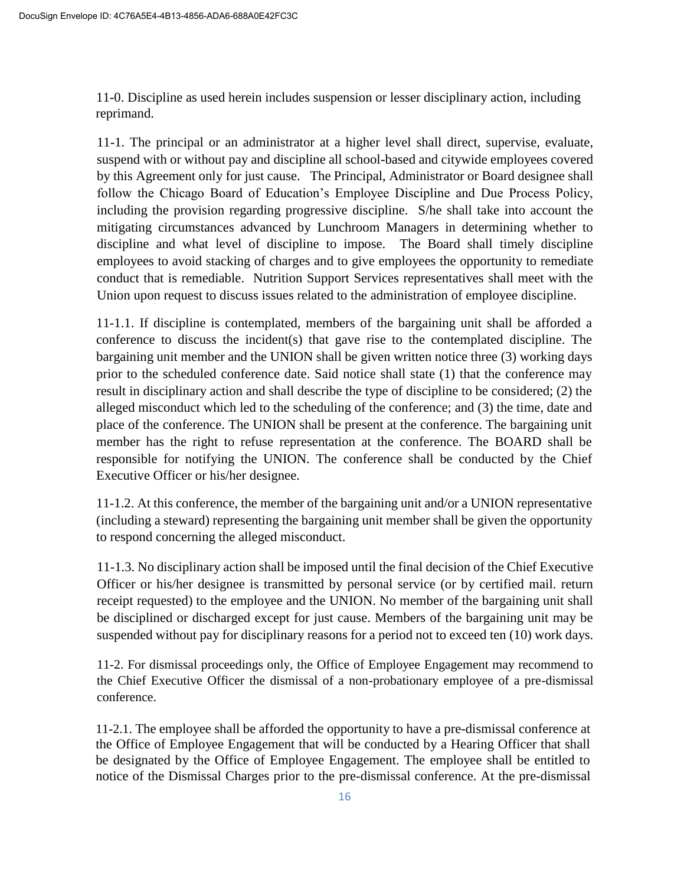11-0. Discipline as used herein includes suspension or lesser disciplinary action, including reprimand.

11-1. The principal or an administrator at a higher level shall direct, supervise, evaluate, suspend with or without pay and discipline all school-based and citywide employees covered by this Agreement only for just cause. The Principal, Administrator or Board designee shall follow the Chicago Board of Education's Employee Discipline and Due Process Policy, including the provision regarding progressive discipline. S/he shall take into account the mitigating circumstances advanced by Lunchroom Managers in determining whether to discipline and what level of discipline to impose. The Board shall timely discipline employees to avoid stacking of charges and to give employees the opportunity to remediate conduct that is remediable. Nutrition Support Services representatives shall meet with the Union upon request to discuss issues related to the administration of employee discipline.

11-1.1. If discipline is contemplated, members of the bargaining unit shall be afforded a conference to discuss the incident(s) that gave rise to the contemplated discipline. The bargaining unit member and the UNION shall be given written notice three (3) working days prior to the scheduled conference date. Said notice shall state (1) that the conference may result in disciplinary action and shall describe the type of discipline to be considered; (2) the alleged misconduct which led to the scheduling of the conference; and (3) the time, date and place of the conference. The UNION shall be present at the conference. The bargaining unit member has the right to refuse representation at the conference. The BOARD shall be responsible for notifying the UNION. The conference shall be conducted by the Chief Executive Officer or his/her designee.

11-1.2. At this conference, the member of the bargaining unit and/or a UNION representative (including a steward) representing the bargaining unit member shall be given the opportunity to respond concerning the alleged misconduct.

11-1.3. No disciplinary action shall be imposed until the final decision of the Chief Executive Officer or his/her designee is transmitted by personal service (or by certified mail. return receipt requested) to the employee and the UNION. No member of the bargaining unit shall be disciplined or discharged except for just cause. Members of the bargaining unit may be suspended without pay for disciplinary reasons for a period not to exceed ten (10) work days.

11-2. For dismissal proceedings only, the Office of Employee Engagement may recommend to the Chief Executive Officer the dismissal of a non-probationary employee of a pre-dismissal conference.

11-2.1. The employee shall be afforded the opportunity to have a pre-dismissal conference at the Office of Employee Engagement that will be conducted by a Hearing Officer that shall be designated by the Office of Employee Engagement. The employee shall be entitled to notice of the Dismissal Charges prior to the pre-dismissal conference. At the pre-dismissal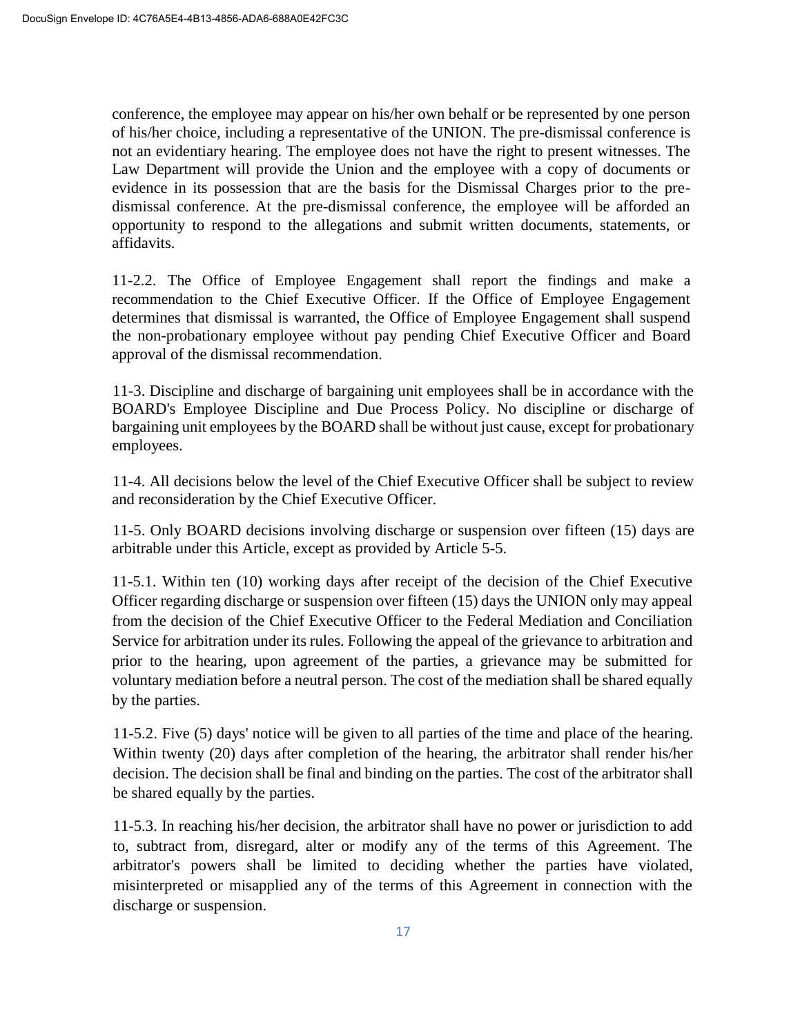conference, the employee may appear on his/her own behalf or be represented by one person of his/her choice, including a representative of the UNION. The pre-dismissal conference is not an evidentiary hearing. The employee does not have the right to present witnesses. The Law Department will provide the Union and the employee with a copy of documents or evidence in its possession that are the basis for the Dismissal Charges prior to the pre-dismissal conference. At the pre-dismissal conference, the employee will be afforded an opportunity to respond to the allegations and submit written documents, statements, or affidavits.

11-2.2. The Office of Employee Engagement shall report the findings and make a recommendation to the Chief Executive Officer. If the Office of Employee Engagement determines that dismissal is warranted, the Office of Employee Engagement shall suspend the non-probationary employee without pay pending Chief Executive Officer and Board approval of the dismissal recommendation.

11-3. Discipline and discharge of bargaining unit employees shall be in accordance with the BOARD's Employee Discipline and Due Process Policy. No discipline or discharge of bargaining unit employees by the BOARD shall be without just cause, except for probationary employees.

11-4. All decisions below the level of the Chief Executive Officer shall be subject to review and reconsideration by the Chief Executive Officer.

11-5. Only BOARD decisions involving discharge or suspension over fifteen (15) days are arbitrable under this Article, except as provided by Article 5-5.

11-5.1. Within ten (10) working days after receipt of the decision of the Chief Executive Officer regarding discharge or suspension over fifteen (15) days the UNION only may appeal from the decision of the Chief Executive Officer to the Federal Mediation and Conciliation Service for arbitration under its rules. Following the appeal of the grievance to arbitration and prior to the hearing, upon agreement of the parties, a grievance may be submitted for voluntary mediation before a neutral person. The cost of the mediation shall be shared equally by the parties.

11-5.2. Five (5) days' notice will be given to all parties of the time and place of the hearing. Within twenty (20) days after completion of the hearing, the arbitrator shall render his/her decision. The decision shall be final and binding on the parties. The cost of the arbitrator shall be shared equally by the parties.

11-5.3. In reaching his/her decision, the arbitrator shall have no power or jurisdiction to add to, subtract from, disregard, alter or modify any of the terms of this Agreement. The arbitrator's powers shall be limited to deciding whether the parties have violated, misinterpreted or misapplied any of the terms of this Agreement in connection with the discharge or suspension.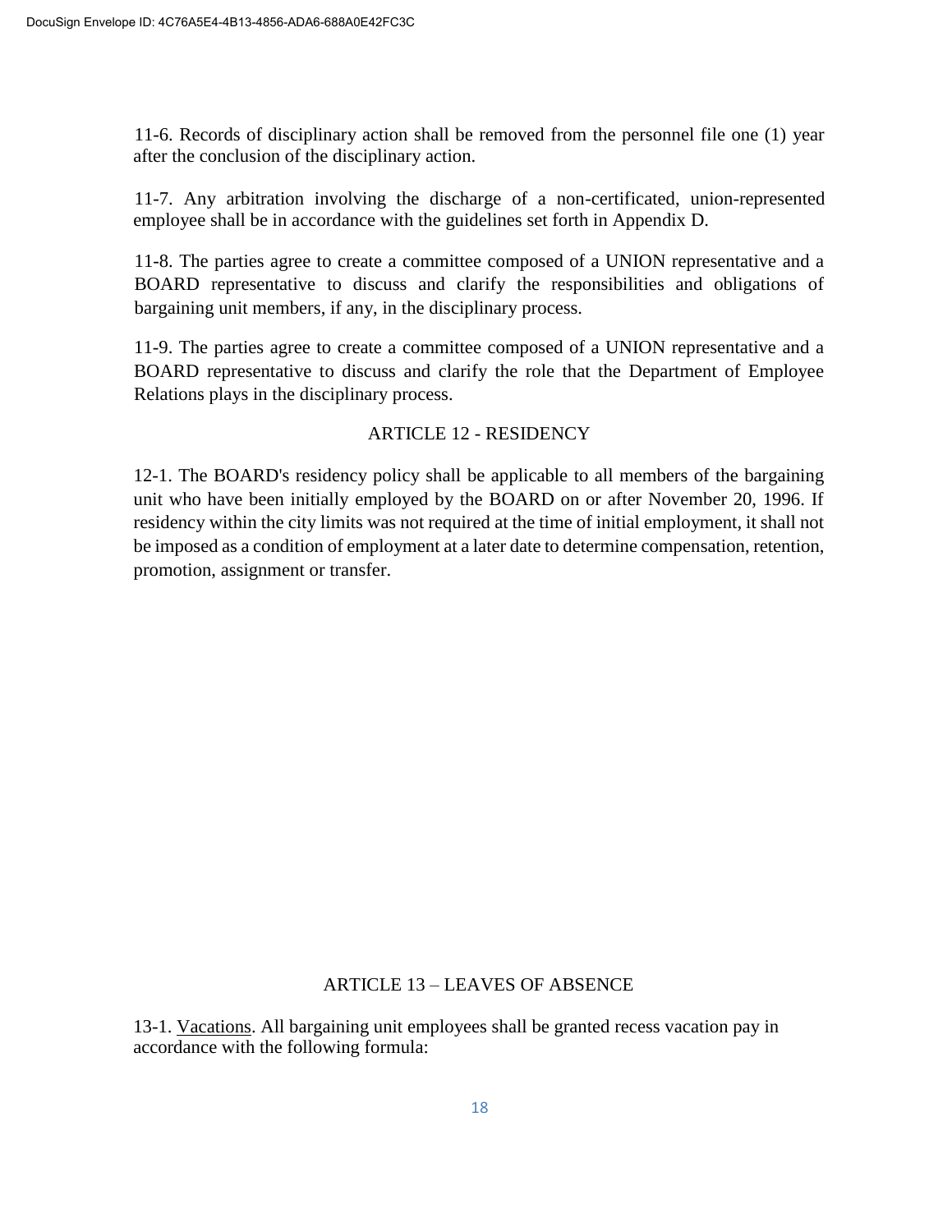11-6. Records of disciplinary action shall be removed from the personnel file one (1) year after the conclusion of the disciplinary action.

11-7. Any arbitration involving the discharge of a non-certificated, union-represented employee shall be in accordance with the guidelines set forth in Appendix D.

11-8. The parties agree to create a committee composed of a UNION representative and a BOARD representative to discuss and clarify the responsibilities and obligations of bargaining unit members, if any, in the disciplinary process.

11-9. The parties agree to create a committee composed of a UNION representative and a BOARD representative to discuss and clarify the role that the Department of Employee Relations plays in the disciplinary process.

## ARTICLE 12 - RESIDENCY

12-1. The BOARD's residency policy shall be applicable to all members of the bargaining unit who have been initially employed by the BOARD on or after November 20, 1996. If residency within the city limits was not required at the time of initial employment, it shall not be imposed as a condition of employment at a later date to determine compensation, retention, promotion, assignment or transfer.

## ARTICLE 13 – LEAVES OF ABSENCE

13-1. <u>Vacations</u>. All bargaining unit employees shall be granted recess vacation pay in accordance with the following formula: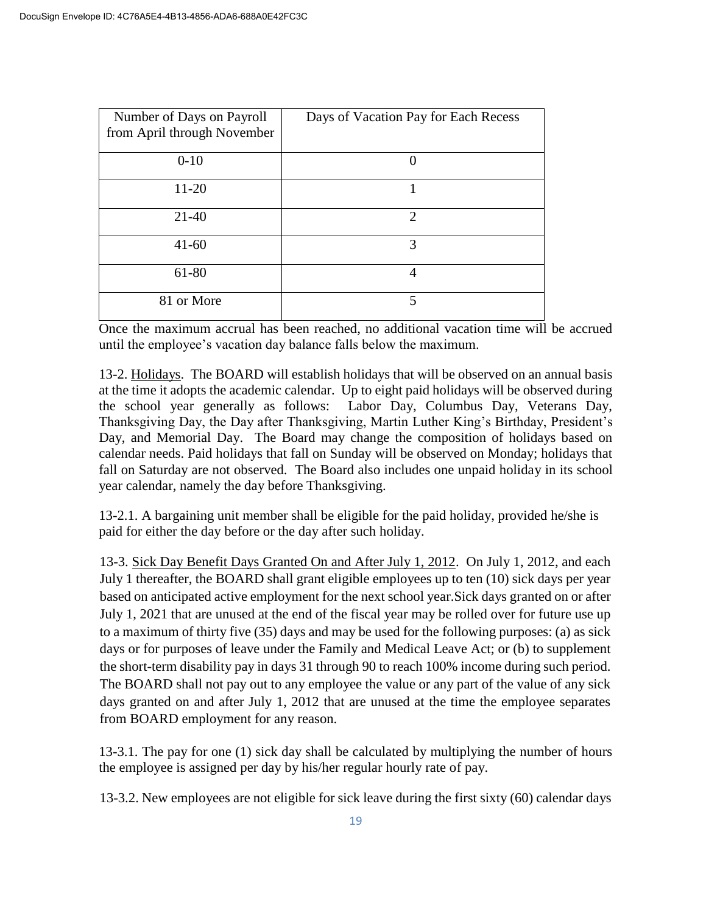| Number of Days on Payroll from April through November | Days of Vacation Pay for Each Recess |
|---|---|
| 0-10 | 0 |
| 11-20 | 1 |
| 21-40 | 2 |
| 41-60 | 3 |
| 61-80 | 4 |
| 81 or More | 5 |

Once the maximum accrual has been reached, no additional vacation time will be accrued until the employee's vacation day balance falls below the maximum.

13-2. Holidays. The BOARD will establish holidays that will be observed on an annual basis at the time it adopts the academic calendar. Up to eight paid holidays will be observed during the school year generally as follows: Labor Day, Columbus Day, Veterans Day, Thanksgiving Day, the Day after Thanksgiving, Martin Luther King's Birthday, President's Day, and Memorial Day. The Board may change the composition of holidays based on calendar needs. Paid holidays that fall on Sunday will be observed on Monday; holidays that fall on Saturday are not observed. The Board also includes one unpaid holiday in its school year calendar, namely the day before Thanksgiving.

13-2.1. A bargaining unit member shall be eligible for the paid holiday, provided he/she is paid for either the day before or the day after such holiday.

13-3. Sick Day Benefit Days Granted On and After July 1, 2012. On July 1, 2012, and each July 1 thereafter, the BOARD shall grant eligible employees up to ten (10) sick days per year based on anticipated active employment for the next school year.Sick days granted on or after July 1, 2021 that are unused at the end of the fiscal year may be rolled over for future use up to a maximum of thirty five (35) days and may be used for the following purposes: (a) as sick days or for purposes of leave under the Family and Medical Leave Act; or (b) to supplement the short-term disability pay in days 31 through 90 to reach 100% income during such period. The BOARD shall not pay out to any employee the value or any part of the value of any sick days granted on and after July 1, 2012 that are unused at the time the employee separates from BOARD employment for any reason.

13-3.1. The pay for one (1) sick day shall be calculated by multiplying the number of hours the employee is assigned per day by his/her regular hourly rate of pay.

13-3.2. New employees are not eligible for sick leave during the first sixty (60) calendar days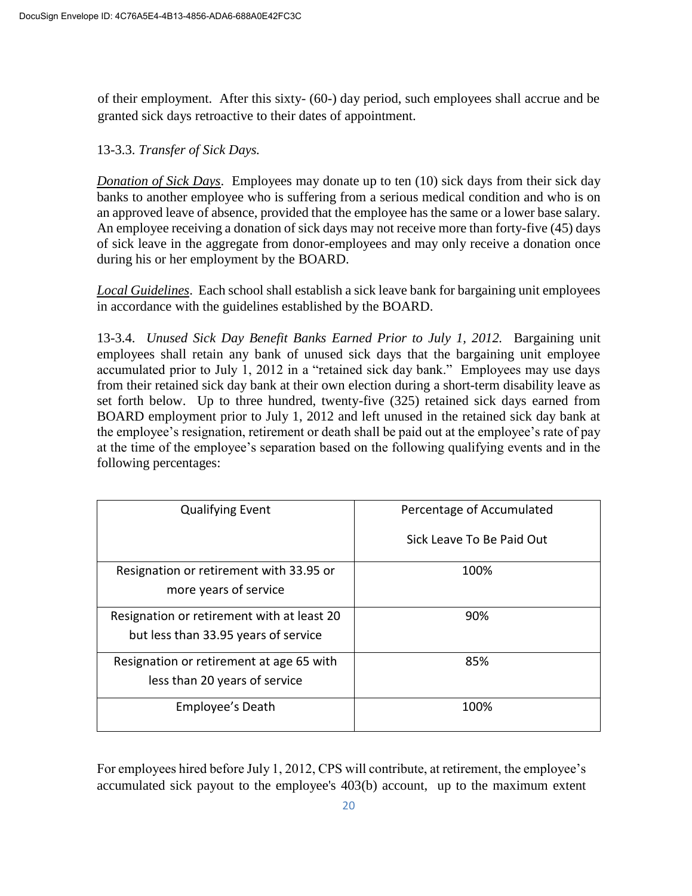of their employment. After this sixty- (60-) day period, such employees shall accrue and be granted sick days retroactive to their dates of appointment.

13-3.3. *Transfer of Sick Days.*

*Donation of Sick Days*. Employees may donate up to ten (10) sick days from their sick day banks to another employee who is suffering from a serious medical condition and who is on an approved leave of absence, provided that the employee has the same or a lower base salary. An employee receiving a donation of sick days may not receive more than forty-five (45) days of sick leave in the aggregate from donor-employees and may only receive a donation once during his or her employment by the BOARD.

*Local Guidelines*. Each school shall establish a sick leave bank for bargaining unit employees in accordance with the guidelines established by the BOARD.

13-3.4. *Unused Sick Day Benefit Banks Earned Prior to July 1, 2012.* Bargaining unit employees shall retain any bank of unused sick days that the bargaining unit employee accumulated prior to July 1, 2012 in a "retained sick day bank." Employees may use days from their retained sick day bank at their own election during a short-term disability leave as set forth below. Up to three hundred, twenty-five (325) retained sick days earned from BOARD employment prior to July 1, 2012 and left unused in the retained sick day bank at the employee's resignation, retirement or death shall be paid out at the employee's rate of pay at the time of the employee's separation based on the following qualifying events and in the following percentages:

| Qualifying Event | Percentage of Accumulated Sick Leave To Be Paid Out |
|---|---|
| Resignation or retirement with 33.95 or more years of service | 100% |
| Resignation or retirement with at least 20 but less than 33.95 years of service | 90% |
| Resignation or retirement at age 65 with less than 20 years of service | 85% |
| Employee's Death | 100% |

For employees hired before July 1, 2012, CPS will contribute, at retirement, the employee's accumulated sick payout to the employee's 403(b) account, up to the maximum extent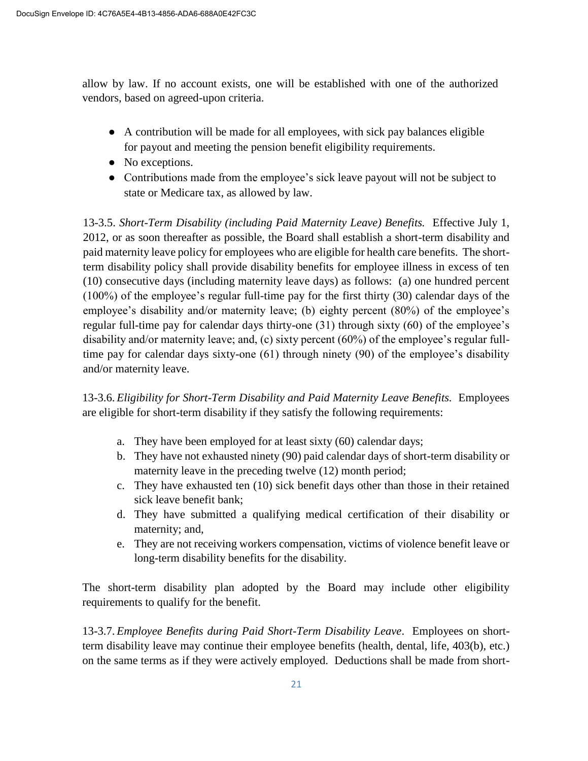allow by law. If no account exists, one will be established with one of the authorized vendors, based on agreed-upon criteria.

- A contribution will be made for all employees, with sick pay balances eligible for payout and meeting the pension benefit eligibility requirements.
- No exceptions.
- Contributions made from the employee's sick leave payout will not be subject to state or Medicare tax, as allowed by law.

13-3.5. *Short-Term Disability (including Paid Maternity Leave) Benefits.* Effective July 1, 2012, or as soon thereafter as possible, the Board shall establish a short-term disability and paid maternity leave policy for employees who are eligible for health care benefits. The short-term disability policy shall provide disability benefits for employee illness in excess of ten (10) consecutive days (including maternity leave days) as follows: (a) one hundred percent (100%) of the employee's regular full-time pay for the first thirty (30) calendar days of the employee's disability and/or maternity leave; (b) eighty percent (80%) of the employee's regular full-time pay for calendar days thirty-one (31) through sixty (60) of the employee's disability and/or maternity leave; and, (c) sixty percent (60%) of the employee's regular full-time pay for calendar days sixty-one (61) through ninety (90) of the employee's disability and/or maternity leave.

13-3.6. *Eligibility for Short-Term Disability and Paid Maternity Leave Benefits.* Employees are eligible for short-term disability if they satisfy the following requirements:

a. They have been employed for at least sixty (60) calendar days;
b. They have not exhausted ninety (90) paid calendar days of short-term disability or maternity leave in the preceding twelve (12) month period;
c. They have exhausted ten (10) sick benefit days other than those in their retained sick leave benefit bank;
d. They have submitted a qualifying medical certification of their disability or maternity; and,
e. They are not receiving workers compensation, victims of violence benefit leave or long-term disability benefits for the disability.

The short-term disability plan adopted by the Board may include other eligibility requirements to qualify for the benefit.

13-3.7. *Employee Benefits during Paid Short-Term Disability Leave*. Employees on short-term disability leave may continue their employee benefits (health, dental, life, 403(b), etc.) on the same terms as if they were actively employed. Deductions shall be made from short-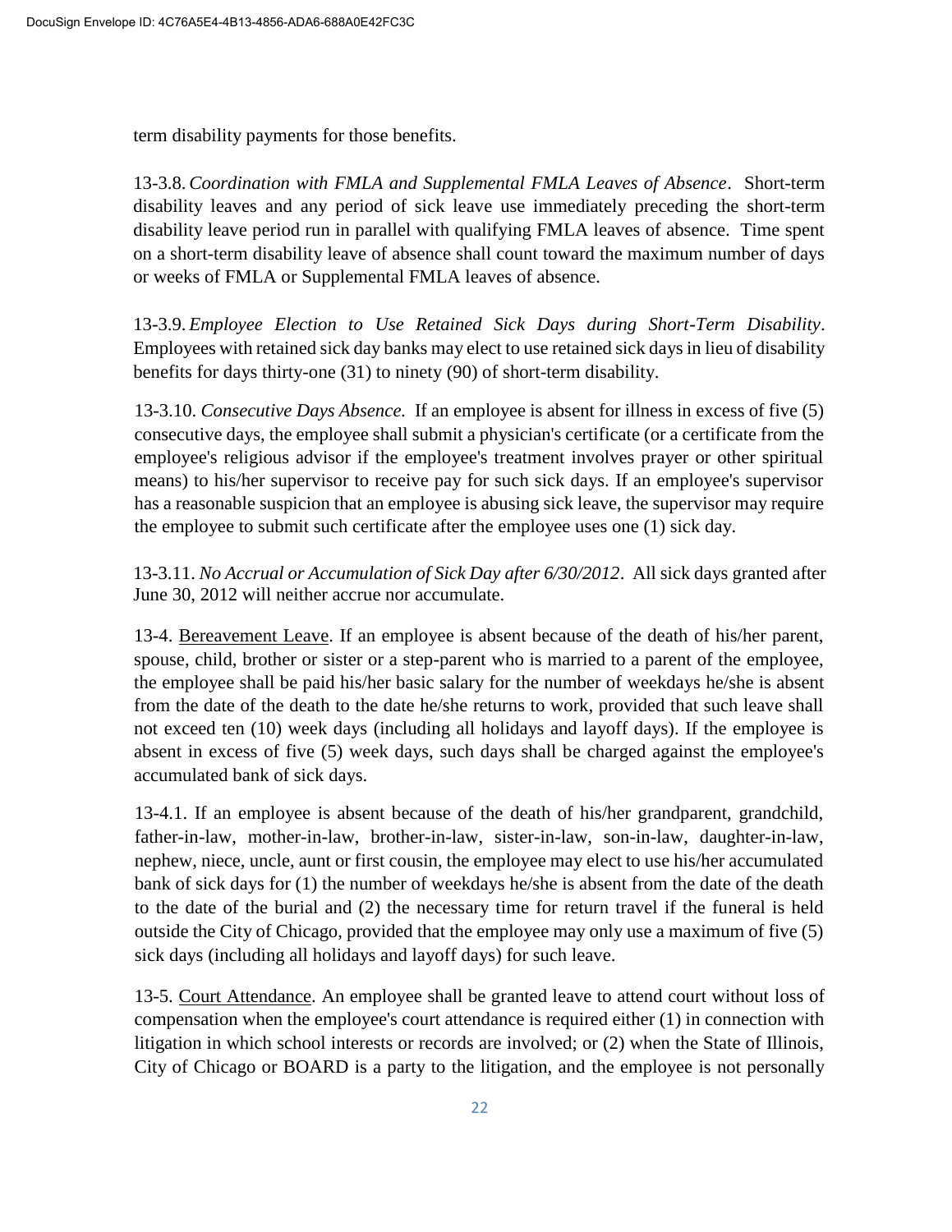term disability payments for those benefits.

13-3.8. *Coordination with FMLA and Supplemental FMLA Leaves of Absence*. Short-term disability leaves and any period of sick leave use immediately preceding the short-term disability leave period run in parallel with qualifying FMLA leaves of absence. Time spent on a short-term disability leave of absence shall count toward the maximum number of days or weeks of FMLA or Supplemental FMLA leaves of absence.

13-3.9. *Employee Election to Use Retained Sick Days during Short-Term Disability*. Employees with retained sick day banks may elect to use retained sick days in lieu of disability benefits for days thirty-one (31) to ninety (90) of short-term disability.

13-3.10. *Consecutive Days Absence.* If an employee is absent for illness in excess of five (5) consecutive days, the employee shall submit a physician's certificate (or a certificate from the employee's religious advisor if the employee's treatment involves prayer or other spiritual means) to his/her supervisor to receive pay for such sick days. If an employee's supervisor has a reasonable suspicion that an employee is abusing sick leave, the supervisor may require the employee to submit such certificate after the employee uses one (1) sick day.

13-3.11. *No Accrual or Accumulation of Sick Day after 6/30/2012*. All sick days granted after June 30, 2012 will neither accrue nor accumulate.

13-4. Bereavement Leave. If an employee is absent because of the death of his/her parent, spouse, child, brother or sister or a step-parent who is married to a parent of the employee, the employee shall be paid his/her basic salary for the number of weekdays he/she is absent from the date of the death to the date he/she returns to work, provided that such leave shall not exceed ten (10) week days (including all holidays and layoff days). If the employee is absent in excess of five (5) week days, such days shall be charged against the employee's accumulated bank of sick days.

13-4.1. If an employee is absent because of the death of his/her grandparent, grandchild, father-in-law, mother-in-law, brother-in-law, sister-in-law, son-in-law, daughter-in-law, nephew, niece, uncle, aunt or first cousin, the employee may elect to use his/her accumulated bank of sick days for (1) the number of weekdays he/she is absent from the date of the death to the date of the burial and (2) the necessary time for return travel if the funeral is held outside the City of Chicago, provided that the employee may only use a maximum of five (5) sick days (including all holidays and layoff days) for such leave.

13-5. Court Attendance. An employee shall be granted leave to attend court without loss of compensation when the employee's court attendance is required either (1) in connection with litigation in which school interests or records are involved; or (2) when the State of Illinois, City of Chicago or BOARD is a party to the litigation, and the employee is not personally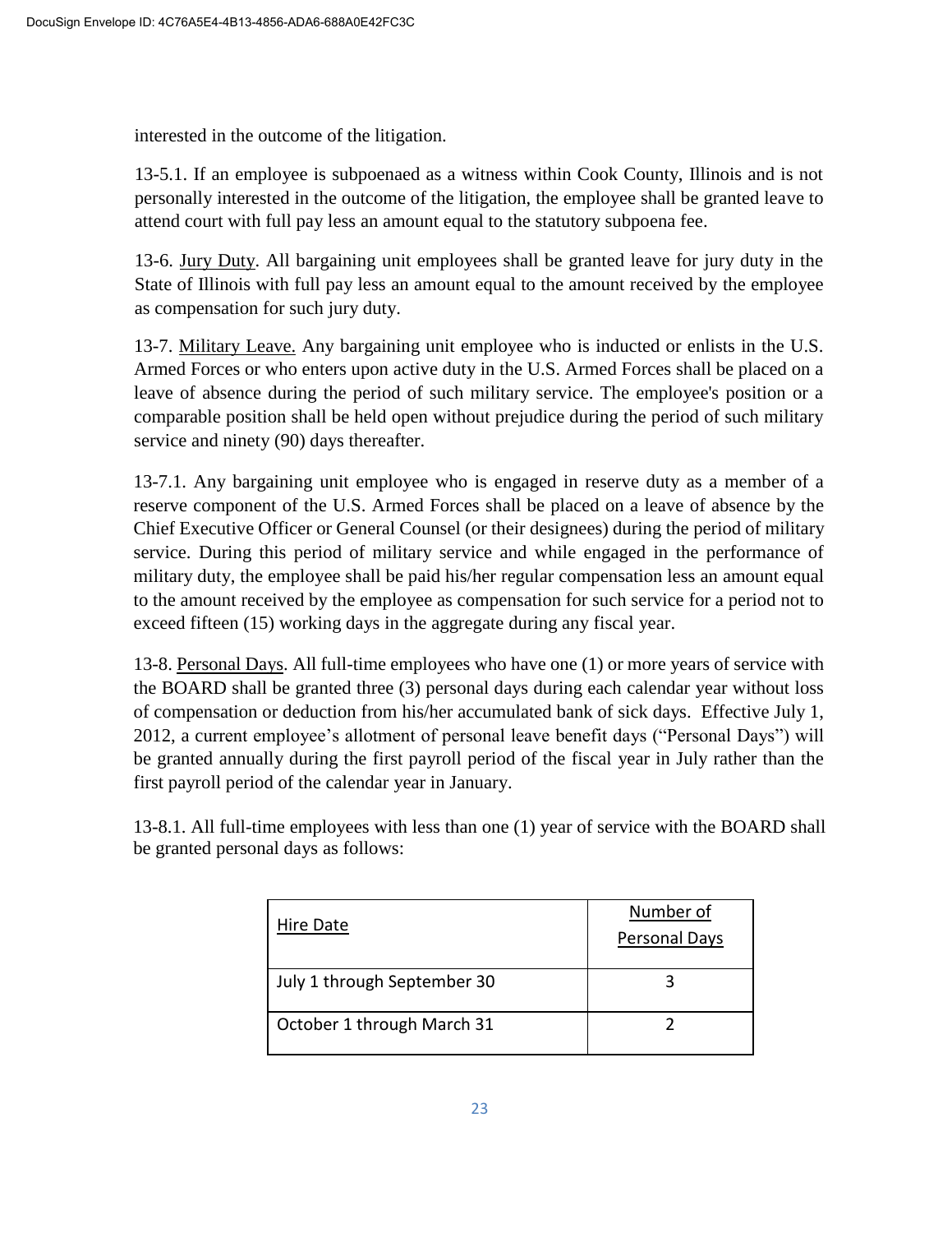interested in the outcome of the litigation.

13-5.1. If an employee is subpoenaed as a witness within Cook County, Illinois and is not personally interested in the outcome of the litigation, the employee shall be granted leave to attend court with full pay less an amount equal to the statutory subpoena fee.

13-6. Jury Duty. All bargaining unit employees shall be granted leave for jury duty in the State of Illinois with full pay less an amount equal to the amount received by the employee as compensation for such jury duty.

13-7. Military Leave. Any bargaining unit employee who is inducted or enlists in the U.S. Armed Forces or who enters upon active duty in the U.S. Armed Forces shall be placed on a leave of absence during the period of such military service. The employee's position or a comparable position shall be held open without prejudice during the period of such military service and ninety (90) days thereafter.

13-7.1. Any bargaining unit employee who is engaged in reserve duty as a member of a reserve component of the U.S. Armed Forces shall be placed on a leave of absence by the Chief Executive Officer or General Counsel (or their designees) during the period of military service. During this period of military service and while engaged in the performance of military duty, the employee shall be paid his/her regular compensation less an amount equal to the amount received by the employee as compensation for such service for a period not to exceed fifteen (15) working days in the aggregate during any fiscal year.

13-8. Personal Days. All full-time employees who have one (1) or more years of service with the BOARD shall be granted three (3) personal days during each calendar year without loss of compensation or deduction from his/her accumulated bank of sick days. Effective July 1, 2012, a current employee's allotment of personal leave benefit days ("Personal Days") will be granted annually during the first payroll period of the fiscal year in July rather than the first payroll period of the calendar year in January.

13-8.1. All full-time employees with less than one (1) year of service with the BOARD shall be granted personal days as follows:

| Hire Date | Number of Personal Days |
|---|---|
| July 1 through September 30 | 3 |
| October 1 through March 31 | 2 |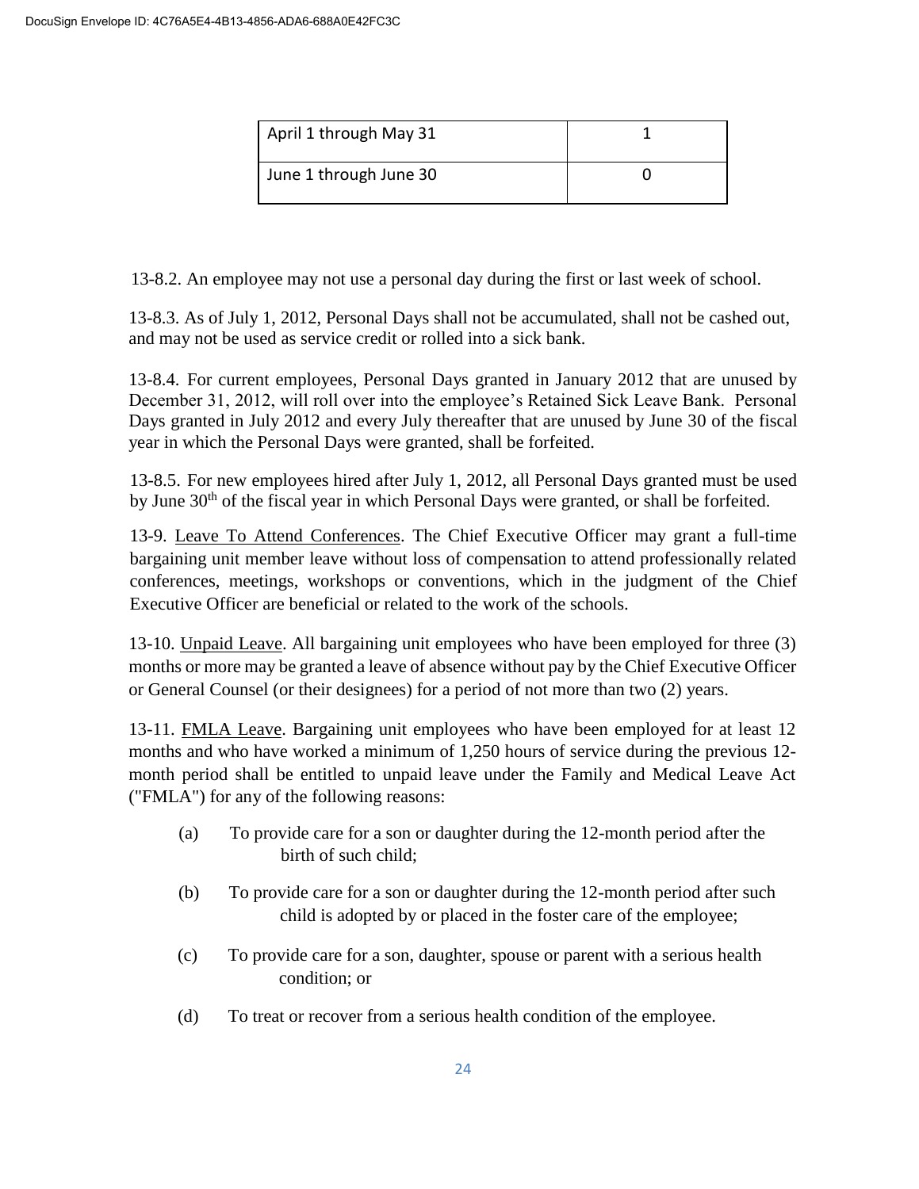| April 1 through May 31 | 1 |
|---|---|
| June 1 through June 30 | 0 |

13-8.2. An employee may not use a personal day during the first or last week of school.

13-8.3. As of July 1, 2012, Personal Days shall not be accumulated, shall not be cashed out, and may not be used as service credit or rolled into a sick bank.

13-8.4. For current employees, Personal Days granted in January 2012 that are unused by December 31, 2012, will roll over into the employee's Retained Sick Leave Bank. Personal Days granted in July 2012 and every July thereafter that are unused by June 30 of the fiscal year in which the Personal Days were granted, shall be forfeited.

13-8.5. For new employees hired after July 1, 2012, all Personal Days granted must be used by June 30th of the fiscal year in which Personal Days were granted, or shall be forfeited.

13-9. Leave To Attend Conferences. The Chief Executive Officer may grant a full-time bargaining unit member leave without loss of compensation to attend professionally related conferences, meetings, workshops or conventions, which in the judgment of the Chief Executive Officer are beneficial or related to the work of the schools.

13-10. Unpaid Leave. All bargaining unit employees who have been employed for three (3) months or more may be granted a leave of absence without pay by the Chief Executive Officer or General Counsel (or their designees) for a period of not more than two (2) years.

13-11. FMLA Leave. Bargaining unit employees who have been employed for at least 12 months and who have worked a minimum of 1,250 hours of service during the previous 12-month period shall be entitled to unpaid leave under the Family and Medical Leave Act ("FMLA") for any of the following reasons:

(a) To provide care for a son or daughter during the 12-month period after the birth of such child;

(b) To provide care for a son or daughter during the 12-month period after such child is adopted by or placed in the foster care of the employee;

(c) To provide care for a son, daughter, spouse or parent with a serious health condition; or

(d) To treat or recover from a serious health condition of the employee.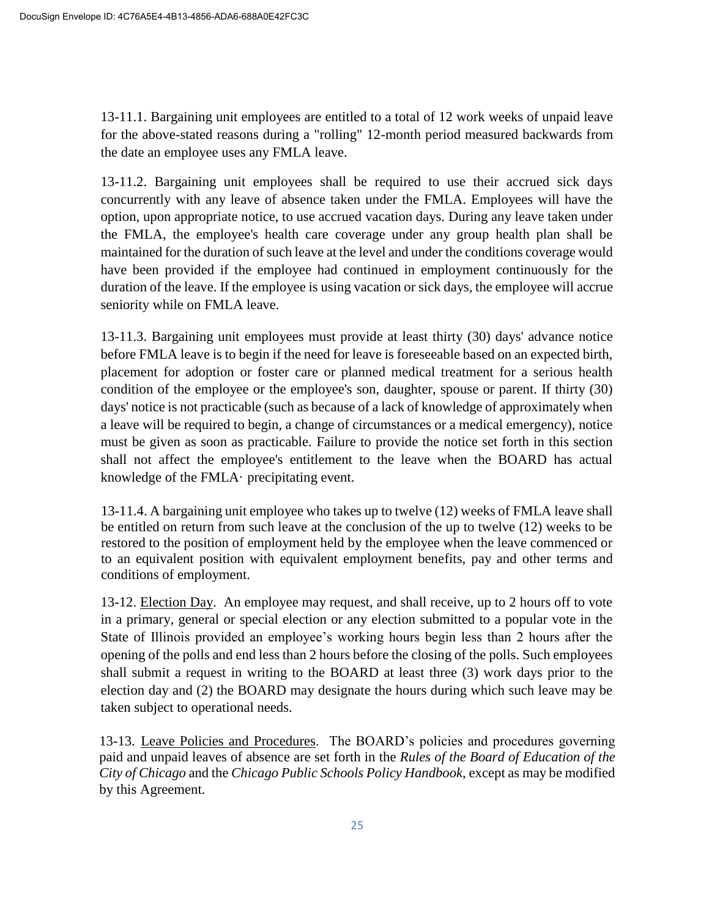13-11.1. Bargaining unit employees are entitled to a total of 12 work weeks of unpaid leave for the above-stated reasons during a "rolling" 12-month period measured backwards from the date an employee uses any FMLA leave.

13-11.2. Bargaining unit employees shall be required to use their accrued sick days concurrently with any leave of absence taken under the FMLA. Employees will have the option, upon appropriate notice, to use accrued vacation days. During any leave taken under the FMLA, the employee's health care coverage under any group health plan shall be maintained for the duration of such leave at the level and under the conditions coverage would have been provided if the employee had continued in employment continuously for the duration of the leave. If the employee is using vacation or sick days, the employee will accrue seniority while on FMLA leave.

13-11.3. Bargaining unit employees must provide at least thirty (30) days' advance notice before FMLA leave is to begin if the need for leave is foreseeable based on an expected birth, placement for adoption or foster care or planned medical treatment for a serious health condition of the employee or the employee's son, daughter, spouse or parent. If thirty (30) days' notice is not practicable (such as because of a lack of knowledge of approximately when a leave will be required to begin, a change of circumstances or a medical emergency), notice must be given as soon as practicable. Failure to provide the notice set forth in this section shall not affect the employee's entitlement to the leave when the BOARD has actual knowledge of the FMLA· precipitating event.

13-11.4. A bargaining unit employee who takes up to twelve (12) weeks of FMLA leave shall be entitled on return from such leave at the conclusion of the up to twelve (12) weeks to be restored to the position of employment held by the employee when the leave commenced or to an equivalent position with equivalent employment benefits, pay and other terms and conditions of employment.

13-12. Election Day. An employee may request, and shall receive, up to 2 hours off to vote in a primary, general or special election or any election submitted to a popular vote in the State of Illinois provided an employee's working hours begin less than 2 hours after the opening of the polls and end less than 2 hours before the closing of the polls. Such employees shall submit a request in writing to the BOARD at least three (3) work days prior to the election day and (2) the BOARD may designate the hours during which such leave may be taken subject to operational needs.

13-13. Leave Policies and Procedures. The BOARD's policies and procedures governing paid and unpaid leaves of absence are set forth in the *Rules of the Board of Education of the City of Chicago* and the *Chicago Public Schools Policy Handbook*, except as may be modified by this Agreement.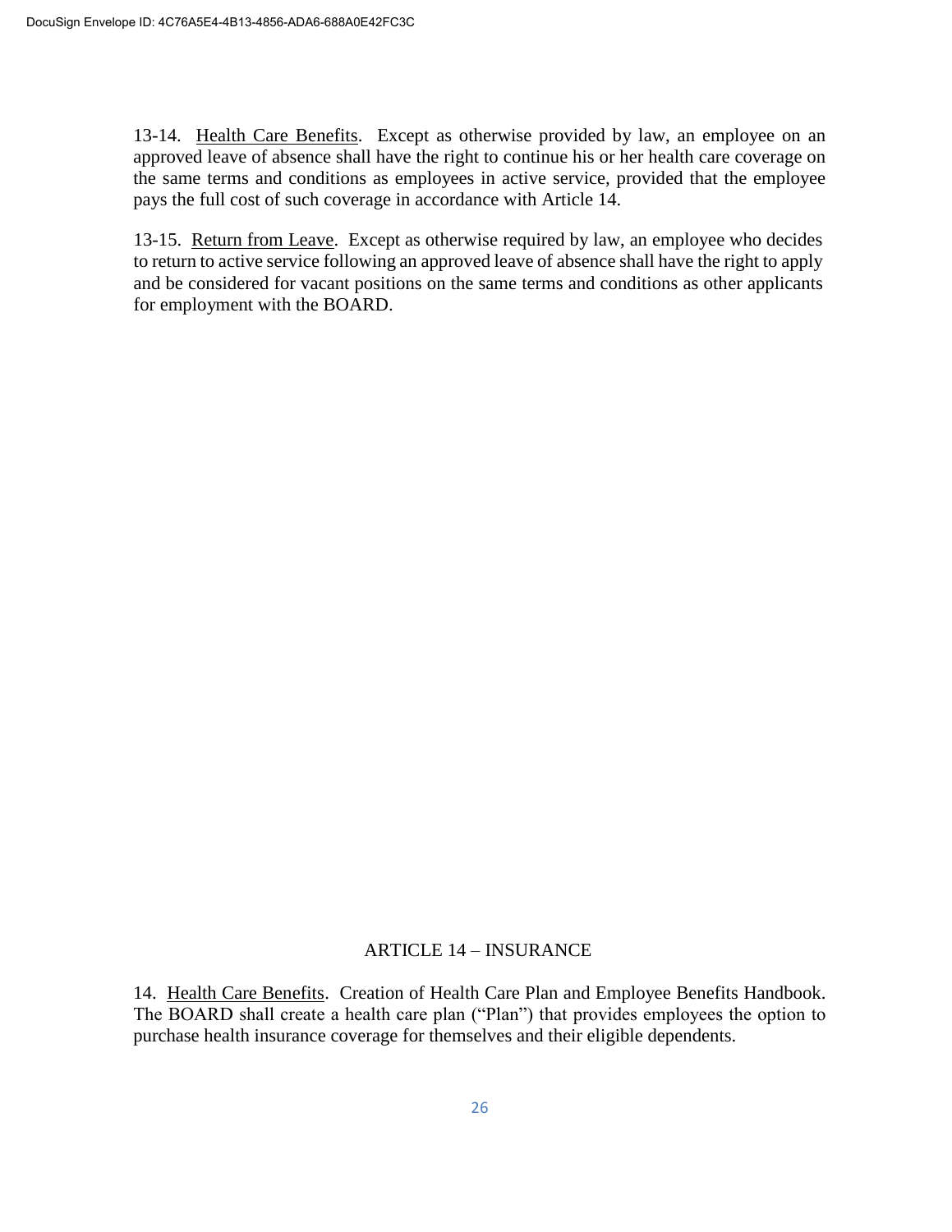13-14. <u>Health Care Benefits</u>. Except as otherwise provided by law, an employee on an approved leave of absence shall have the right to continue his or her health care coverage on the same terms and conditions as employees in active service, provided that the employee pays the full cost of such coverage in accordance with Article 14.

13-15. <u>Return from Leave</u>. Except as otherwise required by law, an employee who decides to return to active service following an approved leave of absence shall have the right to apply and be considered for vacant positions on the same terms and conditions as other applicants for employment with the BOARD.

## ARTICLE 14 – INSURANCE

14. <u>Health Care Benefits</u>. Creation of Health Care Plan and Employee Benefits Handbook. The BOARD shall create a health care plan ("Plan") that provides employees the option to purchase health insurance coverage for themselves and their eligible dependents.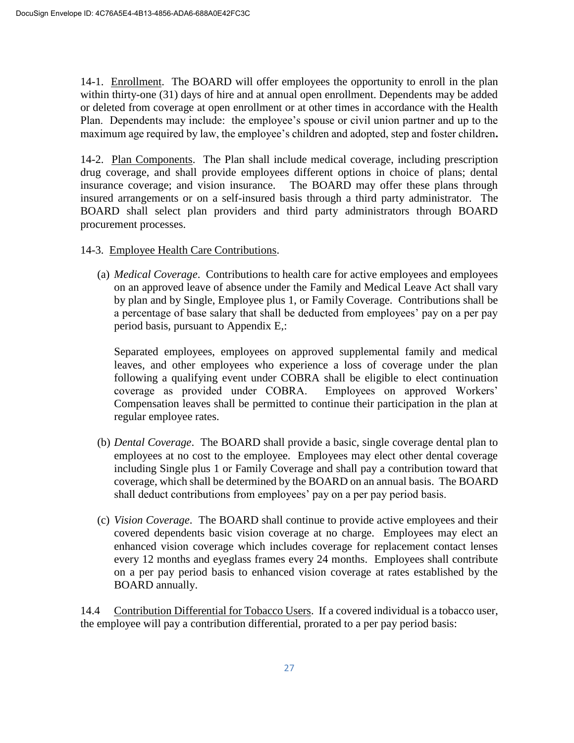14-1. <u>Enrollment</u>. The BOARD will offer employees the opportunity to enroll in the plan within thirty-one (31) days of hire and at annual open enrollment. Dependents may be added or deleted from coverage at open enrollment or at other times in accordance with the Health Plan. Dependents may include: the employee's spouse or civil union partner and up to the maximum age required by law, the employee's children and adopted, step and foster children**.**

14-2. <u>Plan Components</u>. The Plan shall include medical coverage, including prescription drug coverage, and shall provide employees different options in choice of plans; dental insurance coverage; and vision insurance. The BOARD may offer these plans through insured arrangements or on a self-insured basis through a third party administrator. The BOARD shall select plan providers and third party administrators through BOARD procurement processes.

14-3. <u>Employee Health Care Contributions</u>.

(a) *Medical Coverage*. Contributions to health care for active employees and employees on an approved leave of absence under the Family and Medical Leave Act shall vary by plan and by Single, Employee plus 1, or Family Coverage. Contributions shall be a percentage of base salary that shall be deducted from employees' pay on a per pay period basis, pursuant to Appendix E,:

Separated employees, employees on approved supplemental family and medical leaves, and other employees who experience a loss of coverage under the plan following a qualifying event under COBRA shall be eligible to elect continuation coverage as provided under COBRA. Employees on approved Workers' Compensation leaves shall be permitted to continue their participation in the plan at regular employee rates.

(b) *Dental Coverage*. The BOARD shall provide a basic, single coverage dental plan to employees at no cost to the employee. Employees may elect other dental coverage including Single plus 1 or Family Coverage and shall pay a contribution toward that coverage, which shall be determined by the BOARD on an annual basis. The BOARD shall deduct contributions from employees' pay on a per pay period basis.

(c) *Vision Coverage*. The BOARD shall continue to provide active employees and their covered dependents basic vision coverage at no charge. Employees may elect an enhanced vision coverage which includes coverage for replacement contact lenses every 12 months and eyeglass frames every 24 months. Employees shall contribute on a per pay period basis to enhanced vision coverage at rates established by the BOARD annually.

14.4 <u>Contribution Differential for Tobacco Users</u>. If a covered individual is a tobacco user, the employee will pay a contribution differential, prorated to a per pay period basis: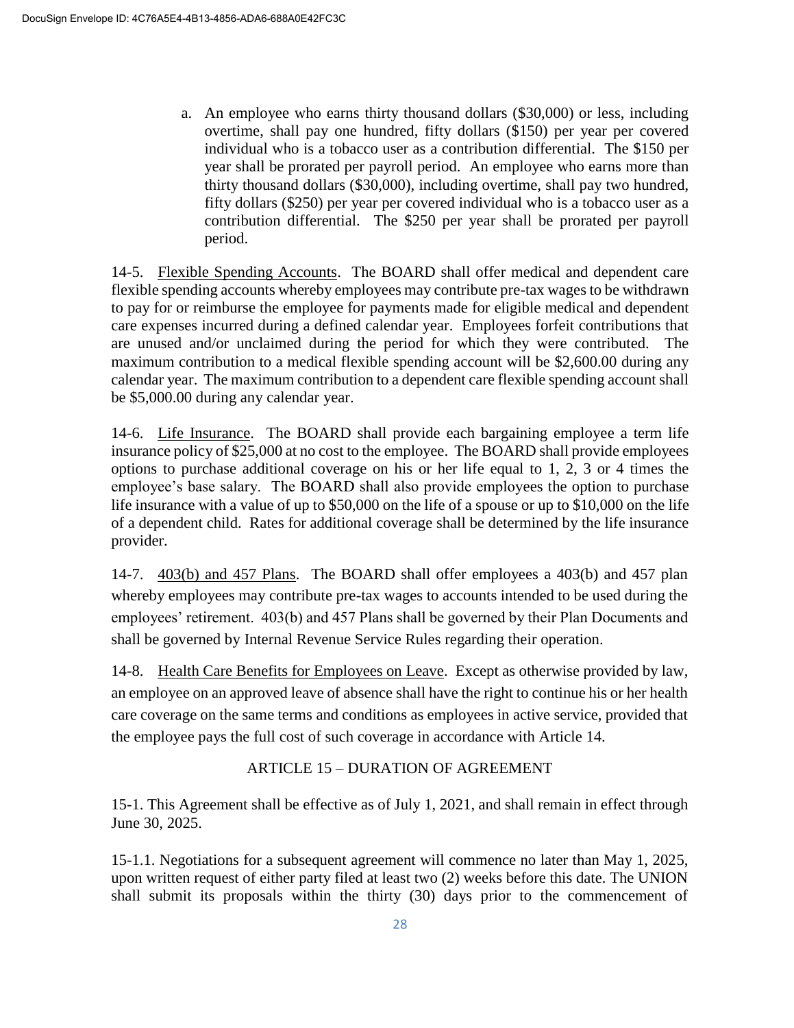a. An employee who earns thirty thousand dollars ($30,000) or less, including overtime, shall pay one hundred, fifty dollars ($150) per year per covered individual who is a tobacco user as a contribution differential. The $150 per year shall be prorated per payroll period. An employee who earns more than thirty thousand dollars ($30,000), including overtime, shall pay two hundred, fifty dollars ($250) per year per covered individual who is a tobacco user as a contribution differential. The $250 per year shall be prorated per payroll period.

14-5. Flexible Spending Accounts. The BOARD shall offer medical and dependent care flexible spending accounts whereby employees may contribute pre-tax wages to be withdrawn to pay for or reimburse the employee for payments made for eligible medical and dependent care expenses incurred during a defined calendar year. Employees forfeit contributions that are unused and/or unclaimed during the period for which they were contributed. The maximum contribution to a medical flexible spending account will be $2,600.00 during any calendar year. The maximum contribution to a dependent care flexible spending account shall be $5,000.00 during any calendar year.

14-6. Life Insurance. The BOARD shall provide each bargaining employee a term life insurance policy of $25,000 at no cost to the employee. The BOARD shall provide employees options to purchase additional coverage on his or her life equal to 1, 2, 3 or 4 times the employee's base salary. The BOARD shall also provide employees the option to purchase life insurance with a value of up to $50,000 on the life of a spouse or up to $10,000 on the life of a dependent child. Rates for additional coverage shall be determined by the life insurance provider.

14-7. 403(b) and 457 Plans. The BOARD shall offer employees a 403(b) and 457 plan whereby employees may contribute pre-tax wages to accounts intended to be used during the employees' retirement. 403(b) and 457 Plans shall be governed by their Plan Documents and shall be governed by Internal Revenue Service Rules regarding their operation.

14-8. Health Care Benefits for Employees on Leave. Except as otherwise provided by law, an employee on an approved leave of absence shall have the right to continue his or her health care coverage on the same terms and conditions as employees in active service, provided that the employee pays the full cost of such coverage in accordance with Article 14.

## ARTICLE 15 – DURATION OF AGREEMENT

15-1. This Agreement shall be effective as of July 1, 2021, and shall remain in effect through June 30, 2025.

15-1.1. Negotiations for a subsequent agreement will commence no later than May 1, 2025, upon written request of either party filed at least two (2) weeks before this date. The UNION shall submit its proposals within the thirty (30) days prior to the commencement of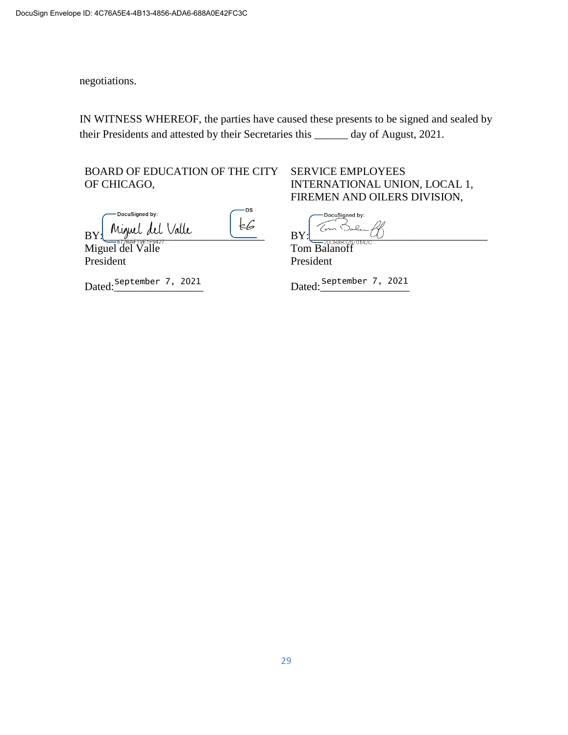negotiations.

IN WITNESS WHEREOF, the parties have caused these presents to be signed and sealed by their Presidents and attested by their Secretaries this ______ day of August, 2021.

BOARD OF EDUCATION OF THE CITY OF CHICAGO,

BY: Miguel del Valle
Miguel del Valle
President

Dated: September 7, 2021

SERVICE EMPLOYEES INTERNATIONAL UNION, LOCAL 1, FIREMEN AND OILERS DIVISION,

BY: Tom Balanoff
Tom Balanoff
President

Dated: September 7, 2021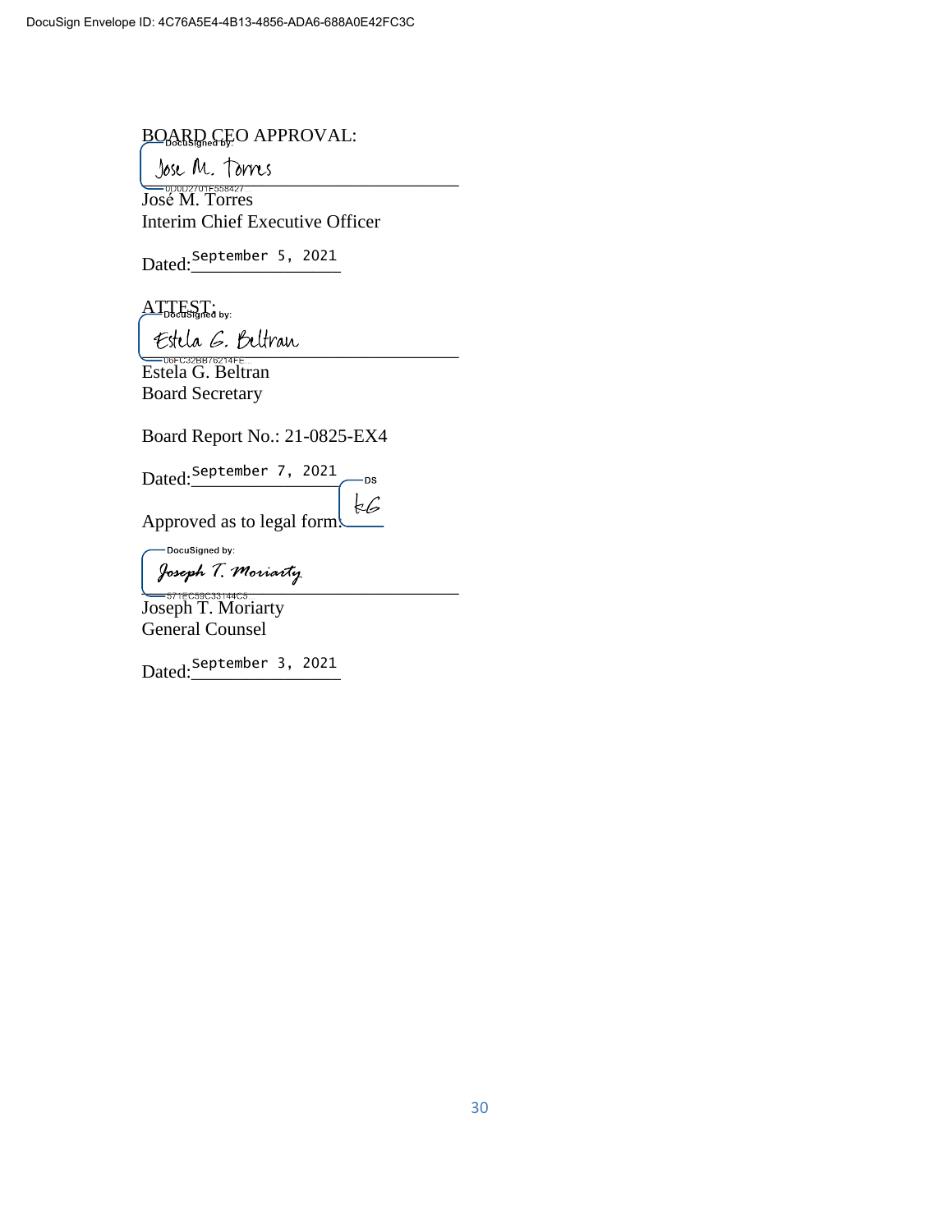BOARD CEO APPROVAL:

DocuSigned by:

Jose M. Torres

0D0D2701F558427...

José M. Torres
Interim Chief Executive Officer

Dated: September 5, 2021

ATTEST:

DocuSigned by:

Estela G. Beltran

06FC32BB76214FE...

Estela G. Beltran
Board Secretary

Board Report No.: 21-0825-EX4

Dated: September 7, 2021

DS

kG

Approved as to legal form:

DocuSigned by:

Joseph T. Moriarty

571EC59C33144C5...

Joseph T. Moriarty
General Counsel

Dated: September 3, 2021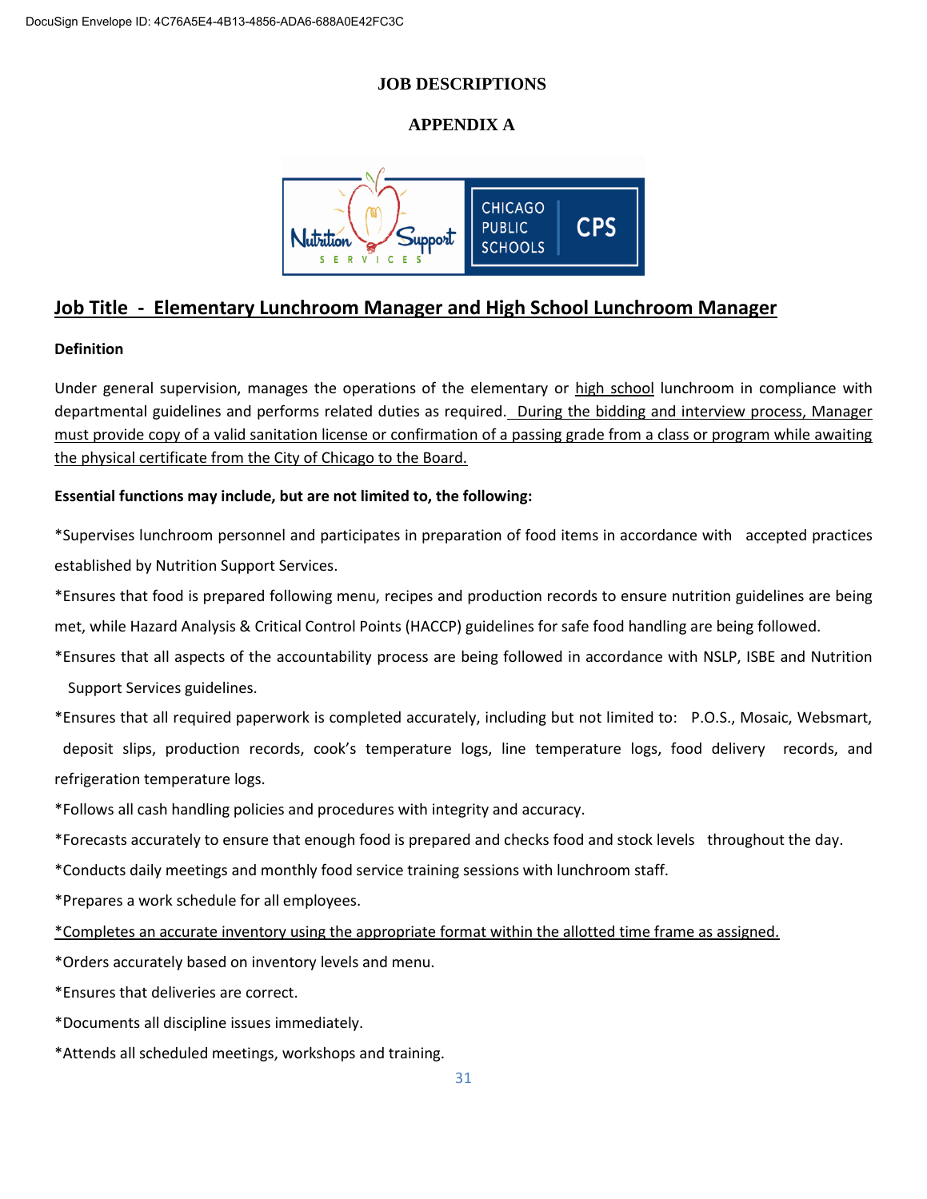**JOB DESCRIPTIONS**

**APPENDIX A**

# Job Title - Elementary Lunchroom Manager and High School Lunchroom Manager

**Definition**

Under general supervision, manages the operations of the elementary or high school lunchroom in compliance with departmental guidelines and performs related duties as required. During the bidding and interview process, Manager must provide copy of a valid sanitation license or confirmation of a passing grade from a class or program while awaiting the physical certificate from the City of Chicago to the Board.

**Essential functions may include, but are not limited to, the following:**

*Supervises lunchroom personnel and participates in preparation of food items in accordance with accepted practices established by Nutrition Support Services.

*Ensures that food is prepared following menu, recipes and production records to ensure nutrition guidelines are being met, while Hazard Analysis & Critical Control Points (HACCP) guidelines for safe food handling are being followed.

*Ensures that all aspects of the accountability process are being followed in accordance with NSLP, ISBE and Nutrition Support Services guidelines.

*Ensures that all required paperwork is completed accurately, including but not limited to: P.O.S., Mosaic, Websmart, deposit slips, production records, cook's temperature logs, line temperature logs, food delivery records, and refrigeration temperature logs.

*Follows all cash handling policies and procedures with integrity and accuracy.

*Forecasts accurately to ensure that enough food is prepared and checks food and stock levels throughout the day.

*Conducts daily meetings and monthly food service training sessions with lunchroom staff.

*Prepares a work schedule for all employees.

*Completes an accurate inventory using the appropriate format within the allotted time frame as assigned.

*Orders accurately based on inventory levels and menu.

*Ensures that deliveries are correct.

*Documents all discipline issues immediately.

*Attends all scheduled meetings, workshops and training.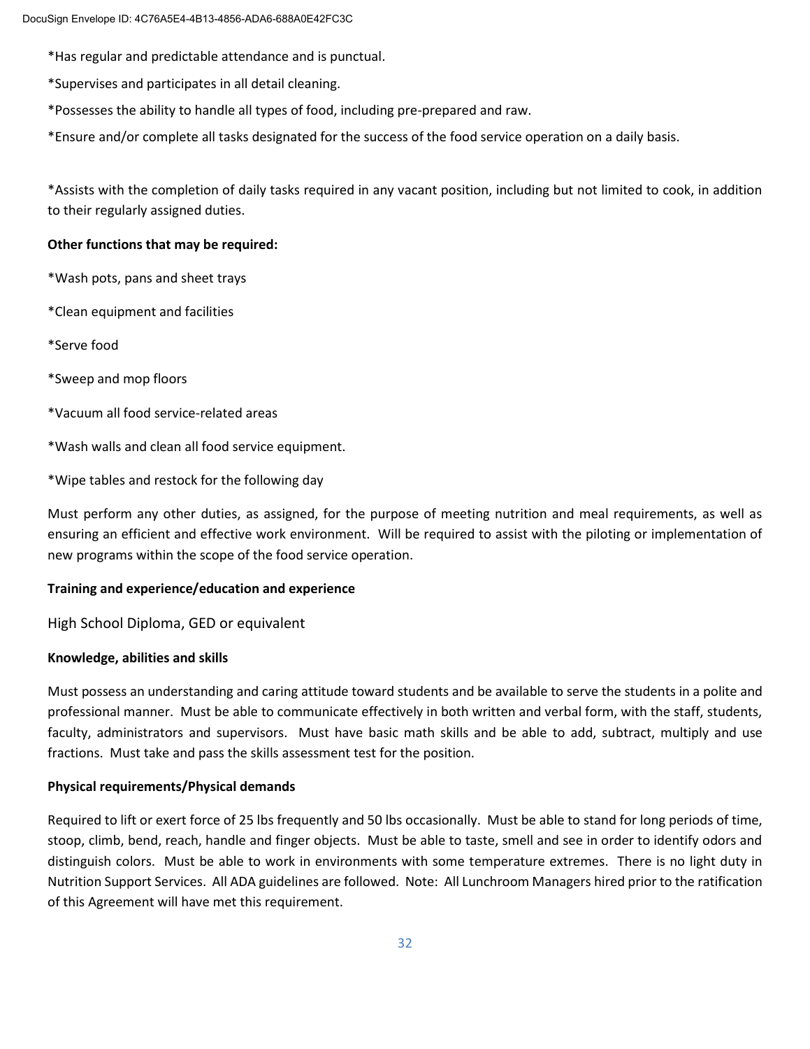*Has regular and predictable attendance and is punctual.

*Supervises and participates in all detail cleaning.

*Possesses the ability to handle all types of food, including pre-prepared and raw.

*Ensure and/or complete all tasks designated for the success of the food service operation on a daily basis.

*Assists with the completion of daily tasks required in any vacant position, including but not limited to cook, in addition to their regularly assigned duties.

**Other functions that may be required:**

*Wash pots, pans and sheet trays

*Clean equipment and facilities

*Serve food

*Sweep and mop floors

*Vacuum all food service-related areas

*Wash walls and clean all food service equipment.

*Wipe tables and restock for the following day

Must perform any other duties, as assigned, for the purpose of meeting nutrition and meal requirements, as well as ensuring an efficient and effective work environment. Will be required to assist with the piloting or implementation of new programs within the scope of the food service operation.

**Training and experience/education and experience**

High School Diploma, GED or equivalent

**Knowledge, abilities and skills**

Must possess an understanding and caring attitude toward students and be available to serve the students in a polite and professional manner. Must be able to communicate effectively in both written and verbal form, with the staff, students, faculty, administrators and supervisors. Must have basic math skills and be able to add, subtract, multiply and use fractions. Must take and pass the skills assessment test for the position.

**Physical requirements/Physical demands**

Required to lift or exert force of 25 lbs frequently and 50 lbs occasionally. Must be able to stand for long periods of time, stoop, climb, bend, reach, handle and finger objects. Must be able to taste, smell and see in order to identify odors and distinguish colors. Must be able to work in environments with some temperature extremes. There is no light duty in Nutrition Support Services. All ADA guidelines are followed. Note: All Lunchroom Managers hired prior to the ratification of this Agreement will have met this requirement.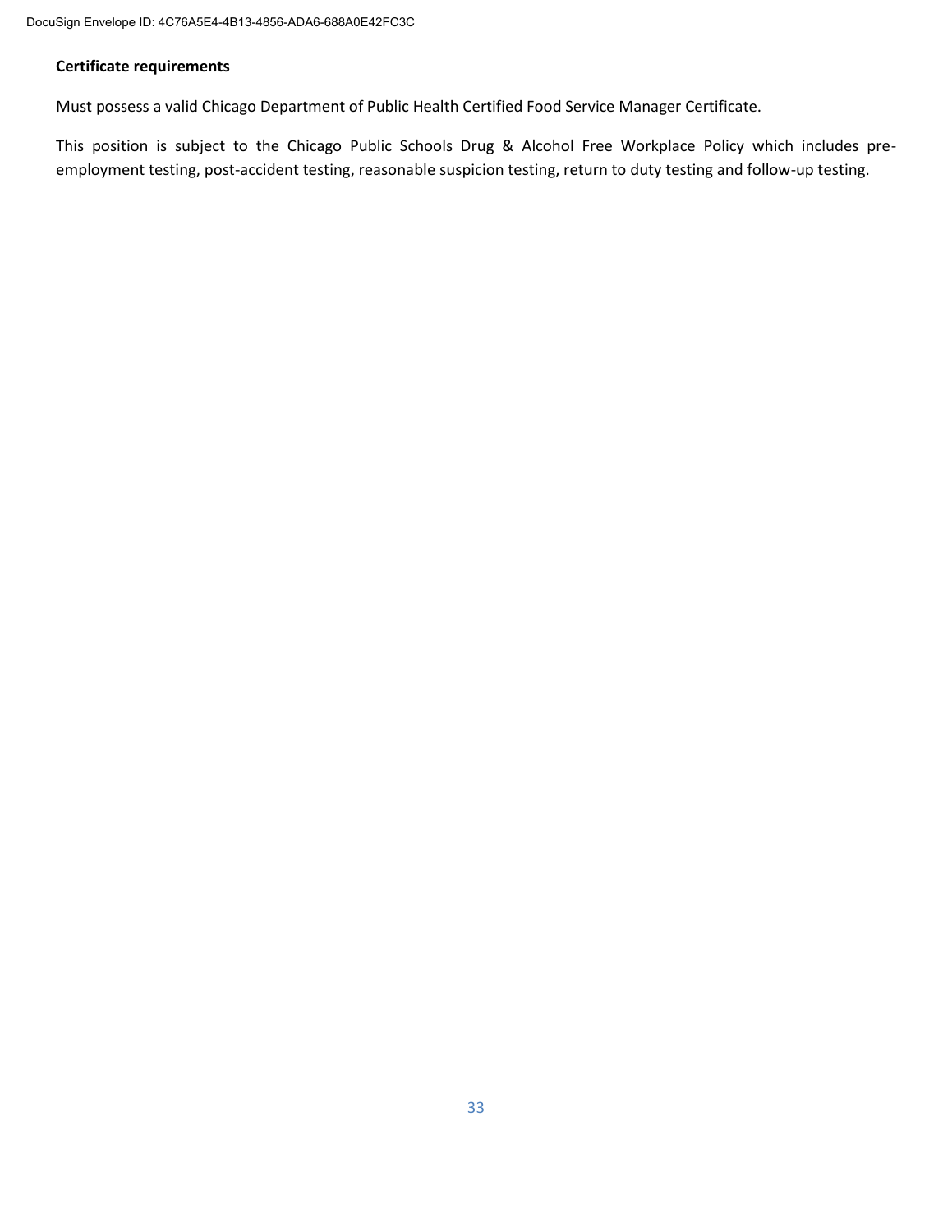**Certificate requirements**

Must possess a valid Chicago Department of Public Health Certified Food Service Manager Certificate.

This position is subject to the Chicago Public Schools Drug & Alcohol Free Workplace Policy which includes pre-employment testing, post-accident testing, reasonable suspicion testing, return to duty testing and follow-up testing.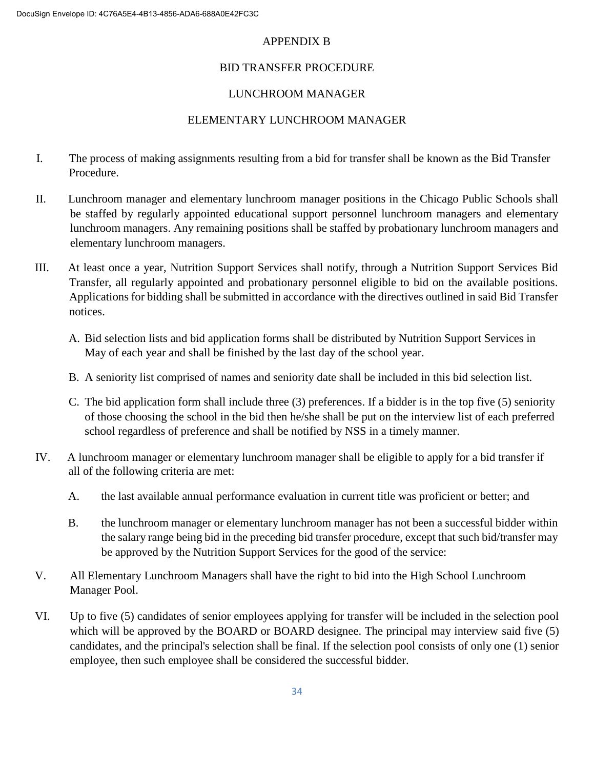# APPENDIX B

## BID TRANSFER PROCEDURE

## LUNCHROOM MANAGER

## ELEMENTARY LUNCHROOM MANAGER

I. The process of making assignments resulting from a bid for transfer shall be known as the Bid Transfer Procedure.

II. Lunchroom manager and elementary lunchroom manager positions in the Chicago Public Schools shall be staffed by regularly appointed educational support personnel lunchroom managers and elementary lunchroom managers. Any remaining positions shall be staffed by probationary lunchroom managers and elementary lunchroom managers.

III. At least once a year, Nutrition Support Services shall notify, through a Nutrition Support Services Bid Transfer, all regularly appointed and probationary personnel eligible to bid on the available positions. Applications for bidding shall be submitted in accordance with the directives outlined in said Bid Transfer notices.

   A. Bid selection lists and bid application forms shall be distributed by Nutrition Support Services in May of each year and shall be finished by the last day of the school year.

   B. A seniority list comprised of names and seniority date shall be included in this bid selection list.

   C. The bid application form shall include three (3) preferences. If a bidder is in the top five (5) seniority of those choosing the school in the bid then he/she shall be put on the interview list of each preferred school regardless of preference and shall be notified by NSS in a timely manner.

IV. A lunchroom manager or elementary lunchroom manager shall be eligible to apply for a bid transfer if all of the following criteria are met:

   A. the last available annual performance evaluation in current title was proficient or better; and

   B. the lunchroom manager or elementary lunchroom manager has not been a successful bidder within the salary range being bid in the preceding bid transfer procedure, except that such bid/transfer may be approved by the Nutrition Support Services for the good of the service:

V. All Elementary Lunchroom Managers shall have the right to bid into the High School Lunchroom Manager Pool.

VI. Up to five (5) candidates of senior employees applying for transfer will be included in the selection pool which will be approved by the BOARD or BOARD designee. The principal may interview said five (5) candidates, and the principal's selection shall be final. If the selection pool consists of only one (1) senior employee, then such employee shall be considered the successful bidder.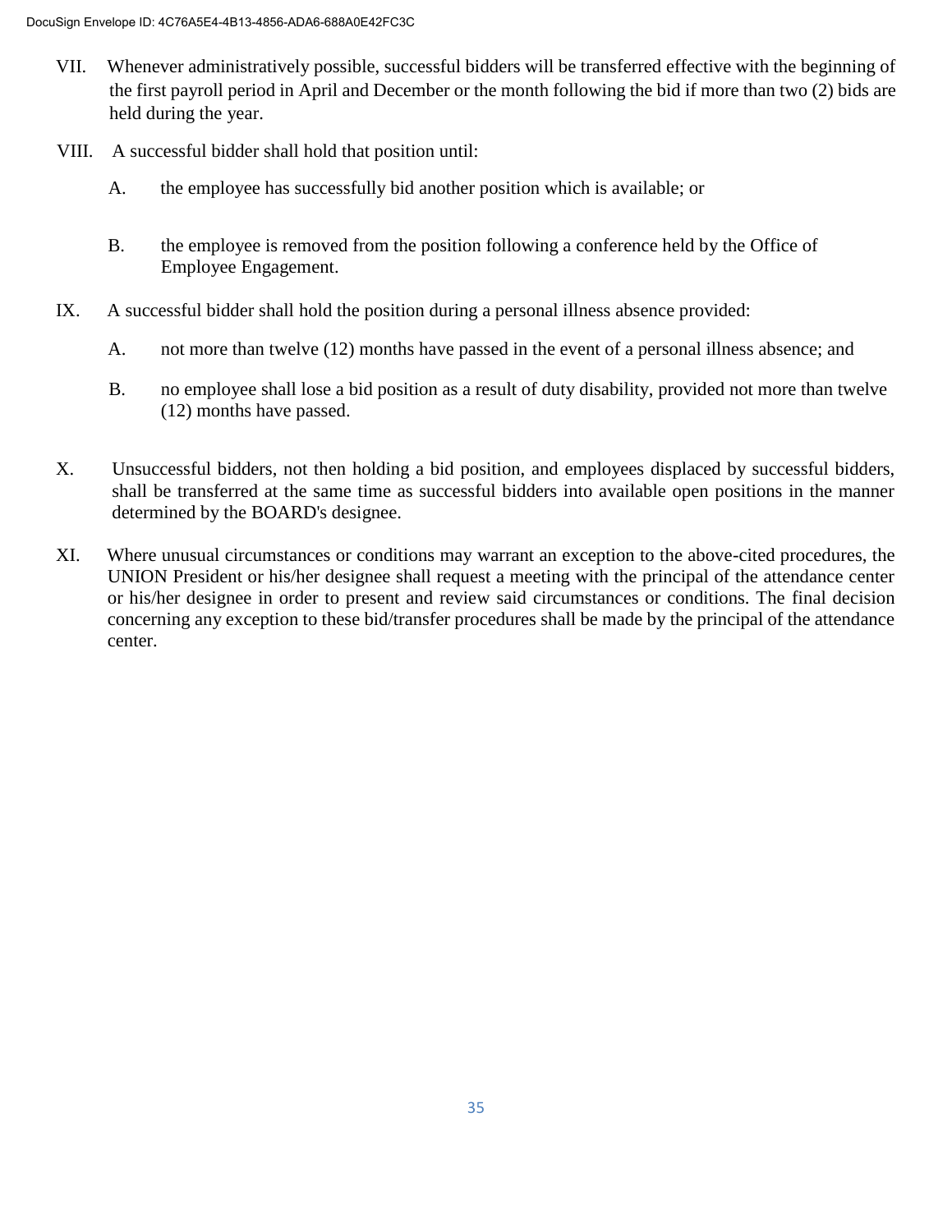VII. Whenever administratively possible, successful bidders will be transferred effective with the beginning of the first payroll period in April and December or the month following the bid if more than two (2) bids are held during the year.

VIII. A successful bidder shall hold that position until:

A. the employee has successfully bid another position which is available; or

B. the employee is removed from the position following a conference held by the Office of Employee Engagement.

IX. A successful bidder shall hold the position during a personal illness absence provided:

A. not more than twelve (12) months have passed in the event of a personal illness absence; and

B. no employee shall lose a bid position as a result of duty disability, provided not more than twelve (12) months have passed.

X. Unsuccessful bidders, not then holding a bid position, and employees displaced by successful bidders, shall be transferred at the same time as successful bidders into available open positions in the manner determined by the BOARD's designee.

XI. Where unusual circumstances or conditions may warrant an exception to the above-cited procedures, the UNION President or his/her designee shall request a meeting with the principal of the attendance center or his/her designee in order to present and review said circumstances or conditions. The final decision concerning any exception to these bid/transfer procedures shall be made by the principal of the attendance center.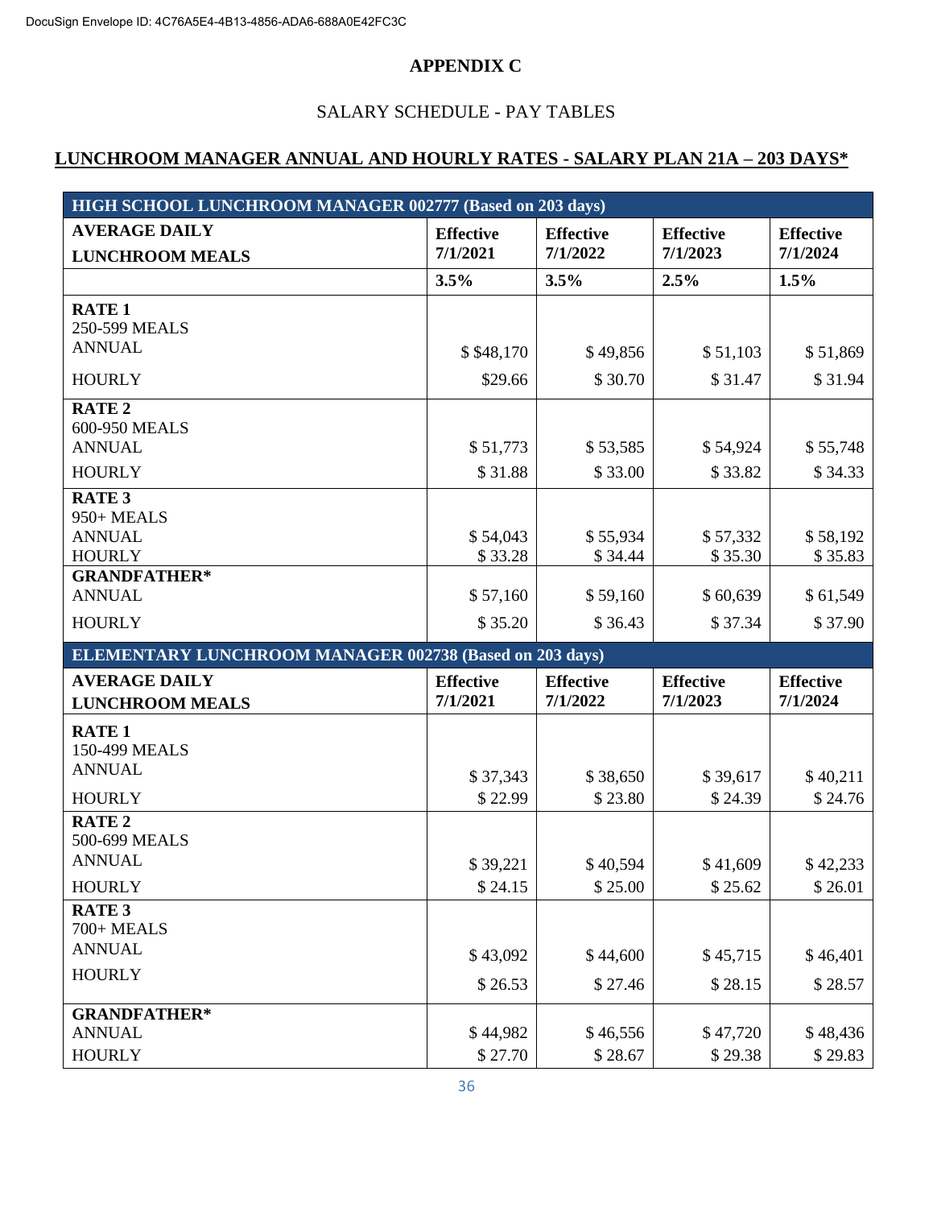DocuSign Envelope ID: 4C76A5E4-4B13-4856-ADA6-688A0E42FC3C

# APPENDIX C

## SALARY SCHEDULE - PAY TABLES

### LUNCHROOM MANAGER ANNUAL AND HOURLY RATES - SALARY PLAN 21A – 203 DAYS*

| HIGH SCHOOL LUNCHROOM MANAGER 002777 (Based on 203 days) | | | | |
|---|---|---|---|---|
| **AVERAGE DAILY LUNCHROOM MEALS** | **Effective 7/1/2021** | **Effective 7/1/2022** | **Effective 7/1/2023** | **Effective 7/1/2024** |
| | **3.5%** | **3.5%** | **2.5%** | **1.5%** |
| **RATE 1** 250-599 MEALS ANNUAL | $ $48,170 | $ 49,856 | $ 51,103 | $ 51,869 |
| HOURLY | $29.66 | $ 30.70 | $ 31.47 | $ 31.94 |
| **RATE 2** 600-950 MEALS ANNUAL | $ 51,773 | $ 53,585 | $ 54,924 | $ 55,748 |
| HOURLY | $ 31.88 | $ 33.00 | $ 33.82 | $ 34.33 |
| **RATE 3** 950+ MEALS ANNUAL | $ 54,043 | $ 55,934 | $ 57,332 | $ 58,192 |
| HOURLY | $ 33.28 | $ 34.44 | $ 35.30 | $ 35.83 |
| **GRANDFATHER*** ANNUAL | $ 57,160 | $ 59,160 | $ 60,639 | $ 61,549 |
| HOURLY | $ 35.20 | $ 36.43 | $ 37.34 | $ 37.90 |

| ELEMENTARY LUNCHROOM MANAGER 002738 (Based on 203 days) | | | | |
|---|---|---|---|---|
| **AVERAGE DAILY LUNCHROOM MEALS** | **Effective 7/1/2021** | **Effective 7/1/2022** | **Effective 7/1/2023** | **Effective 7/1/2024** |
| **RATE 1** 150-499 MEALS ANNUAL | $ 37,343 | $ 38,650 | $ 39,617 | $ 40,211 |
| HOURLY | $ 22.99 | $ 23.80 | $ 24.39 | $ 24.76 |
| **RATE 2** 500-699 MEALS ANNUAL | $ 39,221 | $ 40,594 | $ 41,609 | $ 42,233 |
| HOURLY | $ 24.15 | $ 25.00 | $ 25.62 | $ 26.01 |
| **RATE 3** 700+ MEALS ANNUAL | $ 43,092 | $ 44,600 | $ 45,715 | $ 46,401 |
| HOURLY | $ 26.53 | $ 27.46 | $ 28.15 | $ 28.57 |
| **GRANDFATHER*** ANNUAL | $ 44,982 | $ 46,556 | $ 47,720 | $ 48,436 |
| HOURLY | $ 27.70 | $ 28.67 | $ 29.38 | $ 29.83 |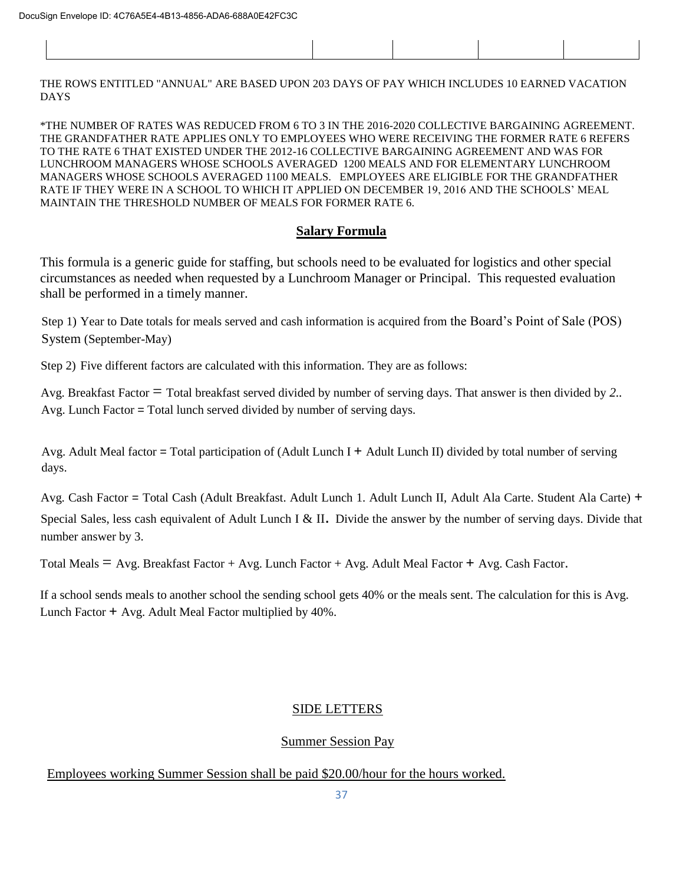| | | | | |
|---|---|---|---|---|

THE ROWS ENTITLED "ANNUAL" ARE BASED UPON 203 DAYS OF PAY WHICH INCLUDES 10 EARNED VACATION DAYS

*THE NUMBER OF RATES WAS REDUCED FROM 6 TO 3 IN THE 2016-2020 COLLECTIVE BARGAINING AGREEMENT. THE GRANDFATHER RATE APPLIES ONLY TO EMPLOYEES WHO WERE RECEIVING THE FORMER RATE 6 REFERS TO THE RATE 6 THAT EXISTED UNDER THE 2012-16 COLLECTIVE BARGAINING AGREEMENT AND WAS FOR LUNCHROOM MANAGERS WHOSE SCHOOLS AVERAGED 1200 MEALS AND FOR ELEMENTARY LUNCHROOM MANAGERS WHOSE SCHOOLS AVERAGED 1100 MEALS. EMPLOYEES ARE ELIGIBLE FOR THE GRANDFATHER RATE IF THEY WERE IN A SCHOOL TO WHICH IT APPLIED ON DECEMBER 19, 2016 AND THE SCHOOLS' MEAL MAINTAIN THE THRESHOLD NUMBER OF MEALS FOR FORMER RATE 6.

## Salary Formula

This formula is a generic guide for staffing, but schools need to be evaluated for logistics and other special circumstances as needed when requested by a Lunchroom Manager or Principal. This requested evaluation shall be performed in a timely manner.

Step 1) Year to Date totals for meals served and cash information is acquired from the Board's Point of Sale (POS) System (September-May)

Step 2) Five different factors are calculated with this information. They are as follows:

Avg. Breakfast Factor = Total breakfast served divided by number of serving days. That answer is then divided by *2*..
Avg. Lunch Factor = Total lunch served divided by number of serving days.

Avg. Adult Meal factor = Total participation of (Adult Lunch I + Adult Lunch II) divided by total number of serving days.

Avg. Cash Factor = Total Cash (Adult Breakfast. Adult Lunch 1. Adult Lunch II, Adult Ala Carte. Student Ala Carte) + Special Sales, less cash equivalent of Adult Lunch I & II. Divide the answer by the number of serving days. Divide that number answer by 3.

Total Meals = Avg. Breakfast Factor + Avg. Lunch Factor + Avg. Adult Meal Factor + Avg. Cash Factor.

If a school sends meals to another school the sending school gets 40% or the meals sent. The calculation for this is Avg. Lunch Factor + Avg. Adult Meal Factor multiplied by 40%.

## SIDE LETTERS

### Summer Session Pay

Employees working Summer Session shall be paid $20.00/hour for the hours worked.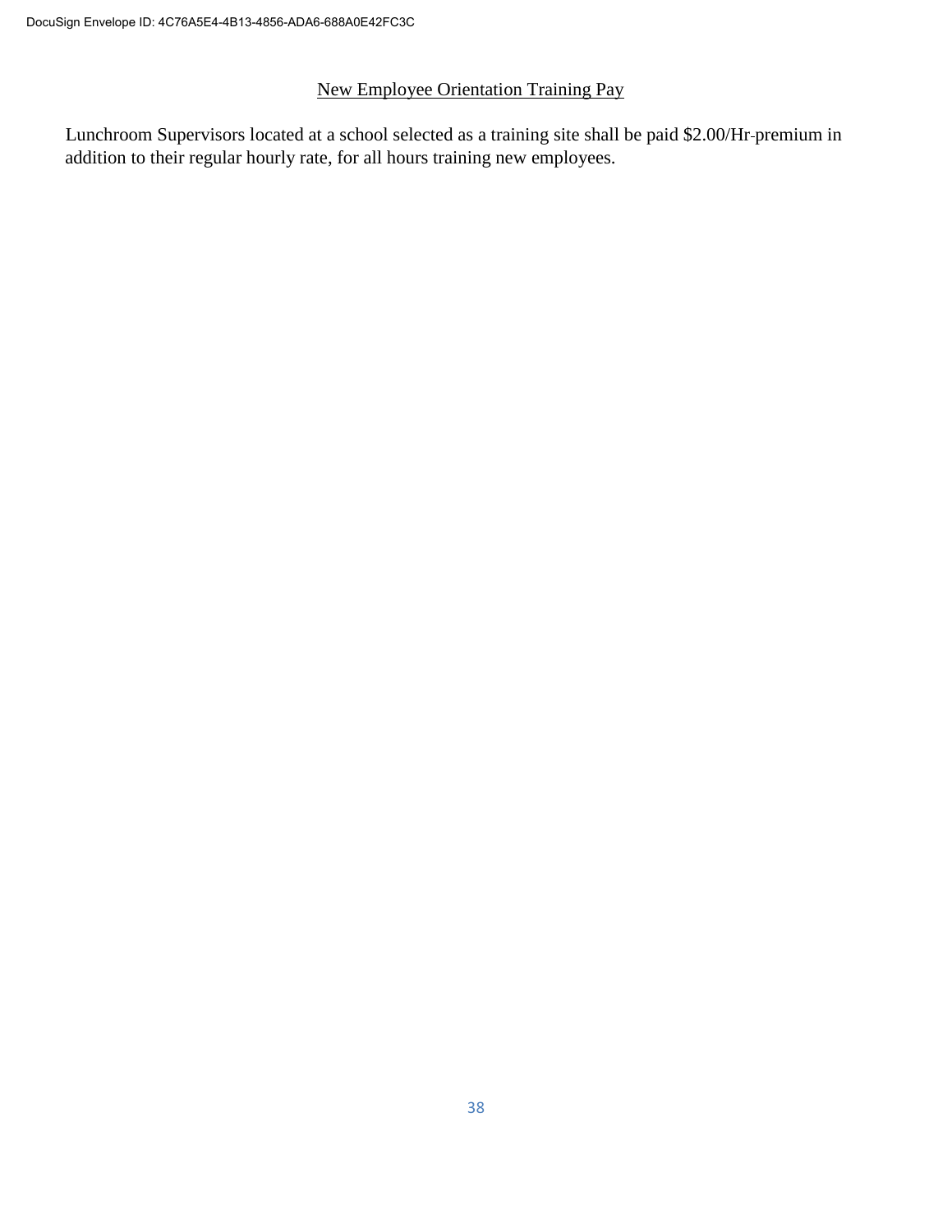## New Employee Orientation Training Pay

Lunchroom Supervisors located at a school selected as a training site shall be paid $2.00/Hr-premium in addition to their regular hourly rate, for all hours training new employees.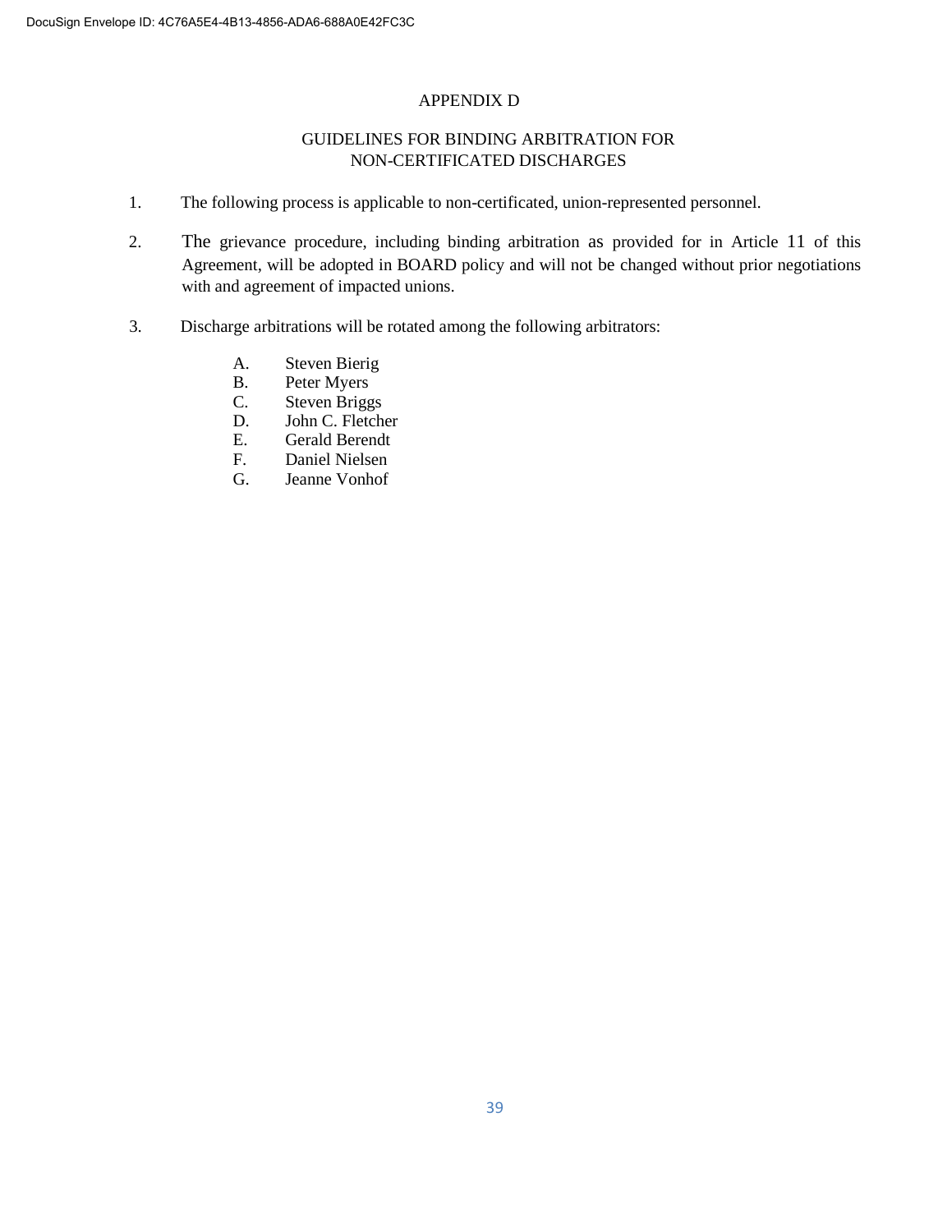# APPENDIX D

## GUIDELINES FOR BINDING ARBITRATION FOR NON-CERTIFICATED DISCHARGES

1. The following process is applicable to non-certificated, union-represented personnel.

2. The grievance procedure, including binding arbitration as provided for in Article 11 of this Agreement, will be adopted in BOARD policy and will not be changed without prior negotiations with and agreement of impacted unions.

3. Discharge arbitrations will be rotated among the following arbitrators:

   A. Steven Bierig
   B. Peter Myers
   C. Steven Briggs
   D. John C. Fletcher
   E. Gerald Berendt
   F. Daniel Nielsen
   G. Jeanne Vonhof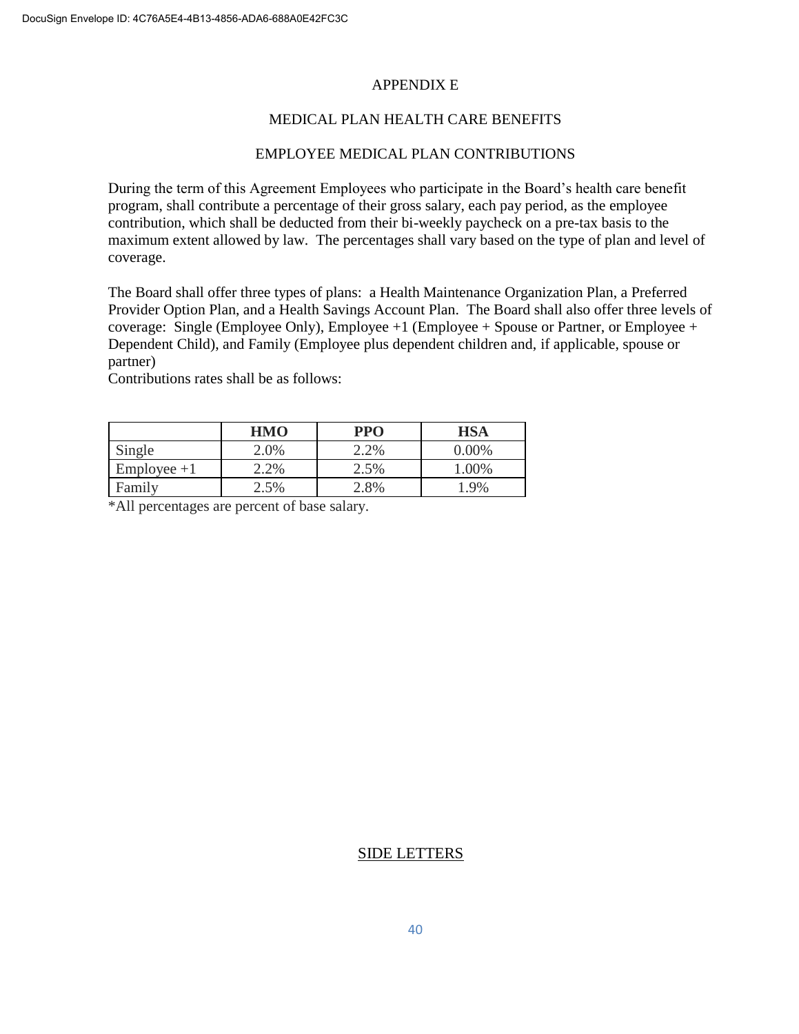# APPENDIX E

## MEDICAL PLAN HEALTH CARE BENEFITS

## EMPLOYEE MEDICAL PLAN CONTRIBUTIONS

During the term of this Agreement Employees who participate in the Board's health care benefit program, shall contribute a percentage of their gross salary, each pay period, as the employee contribution, which shall be deducted from their bi-weekly paycheck on a pre-tax basis to the maximum extent allowed by law. The percentages shall vary based on the type of plan and level of coverage.

The Board shall offer three types of plans: a Health Maintenance Organization Plan, a Preferred Provider Option Plan, and a Health Savings Account Plan. The Board shall also offer three levels of coverage: Single (Employee Only), Employee +1 (Employee + Spouse or Partner, or Employee + Dependent Child), and Family (Employee plus dependent children and, if applicable, spouse or partner)
Contributions rates shall be as follows:

| | **HMO** | **PPO** | **HSA** |
|---|---|---|---|
| Single | 2.0% | 2.2% | 0.00% |
| Employee +1 | 2.2% | 2.5% | 1.00% |
| Family | 2.5% | 2.8% | 1.9% |

*All percentages are percent of base salary.

<u>SIDE LETTERS</u>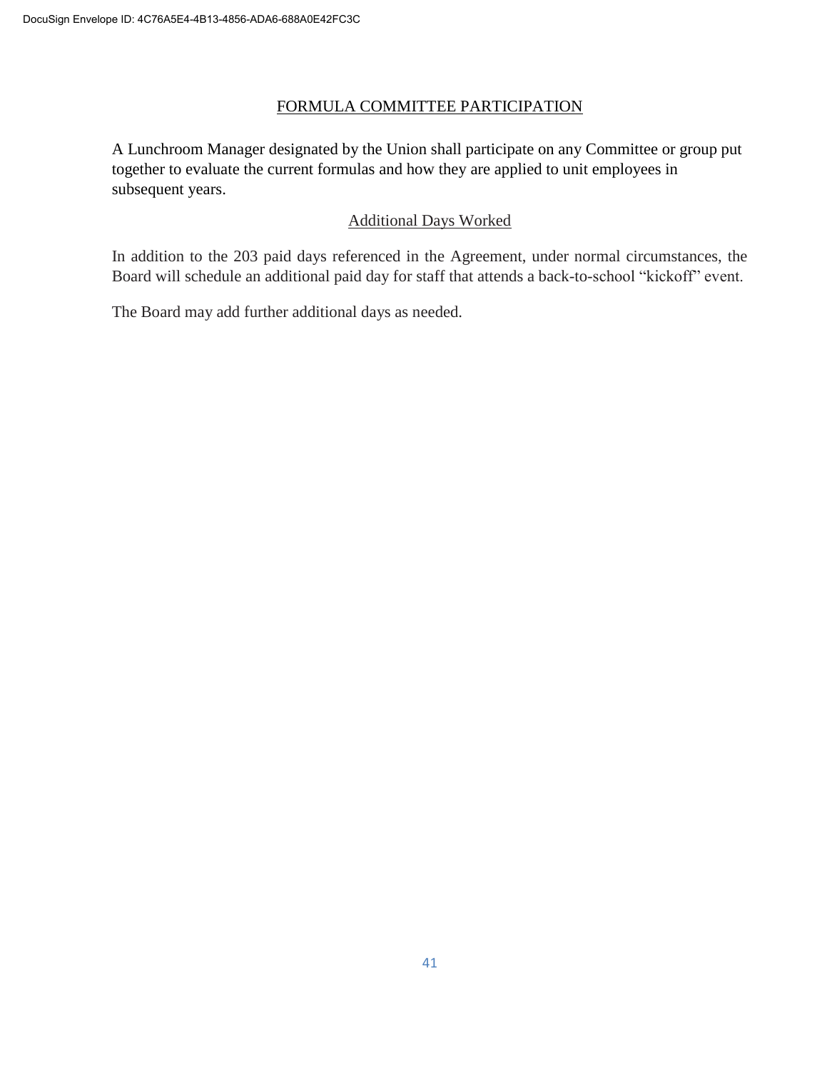## FORMULA COMMITTEE PARTICIPATION

A Lunchroom Manager designated by the Union shall participate on any Committee or group put together to evaluate the current formulas and how they are applied to unit employees in subsequent years.

### Additional Days Worked

In addition to the 203 paid days referenced in the Agreement, under normal circumstances, the Board will schedule an additional paid day for staff that attends a back-to-school "kickoff" event.

The Board may add further additional days as needed.